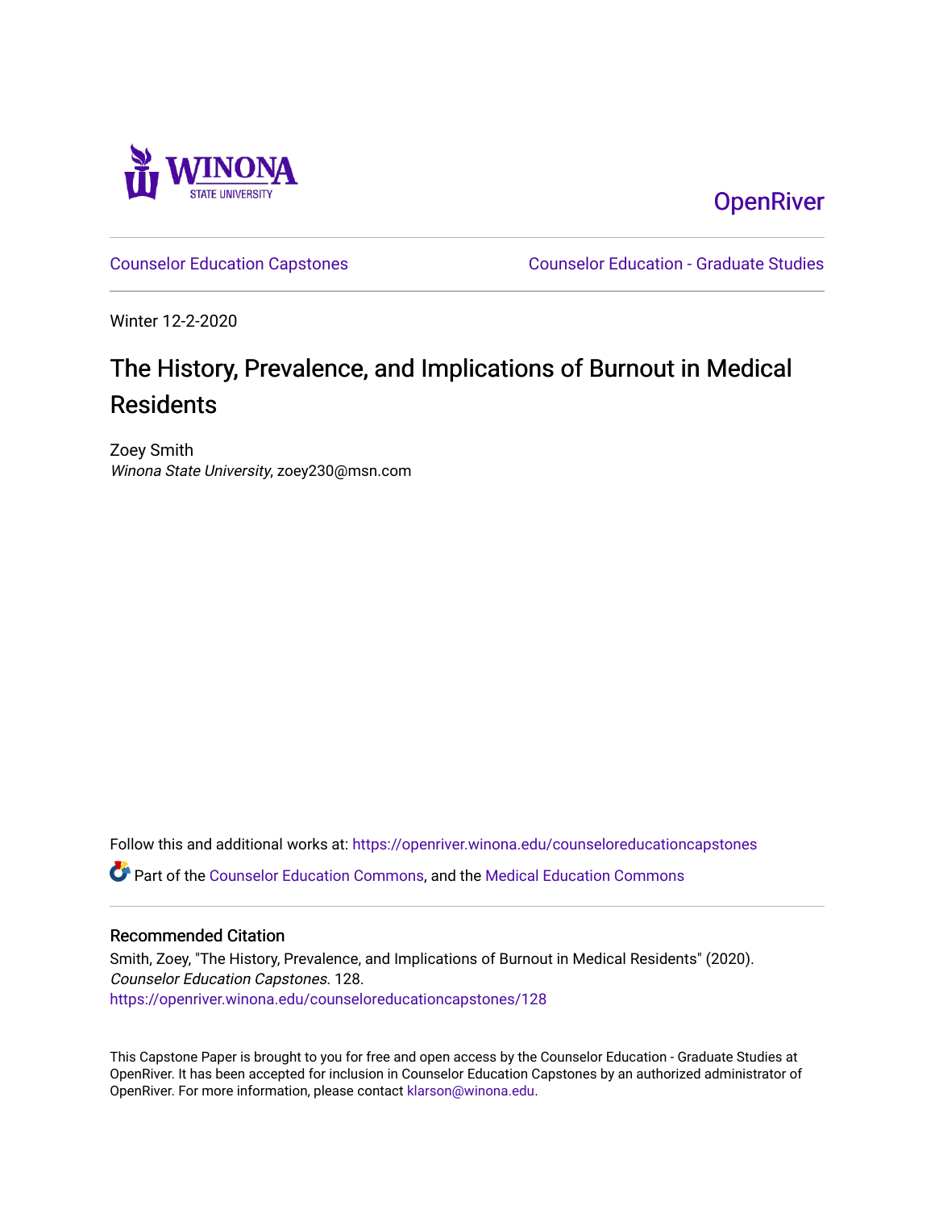Winona State University

OpenRiver

Counselor Education Capstones

Counselor Education - Graduate Studies

Winter 12-2-2020

# The History, Prevalence, and Implications of Burnout in Medical Residents

Zoey Smith
*Winona State University*, zoey230@msn.com

Follow this and additional works at: https://openriver.winona.edu/counseloreducationcapstones

Part of the Counselor Education Commons, and the Medical Education Commons

## Recommended Citation

Smith, Zoey, "The History, Prevalence, and Implications of Burnout in Medical Residents" (2020). *Counselor Education Capstones*. 128.
https://openriver.winona.edu/counseloreducationcapstones/128

This Capstone Paper is brought to you for free and open access by the Counselor Education - Graduate Studies at OpenRiver. It has been accepted for inclusion in Counselor Education Capstones by an authorized administrator of OpenRiver. For more information, please contact klarson@winona.edu.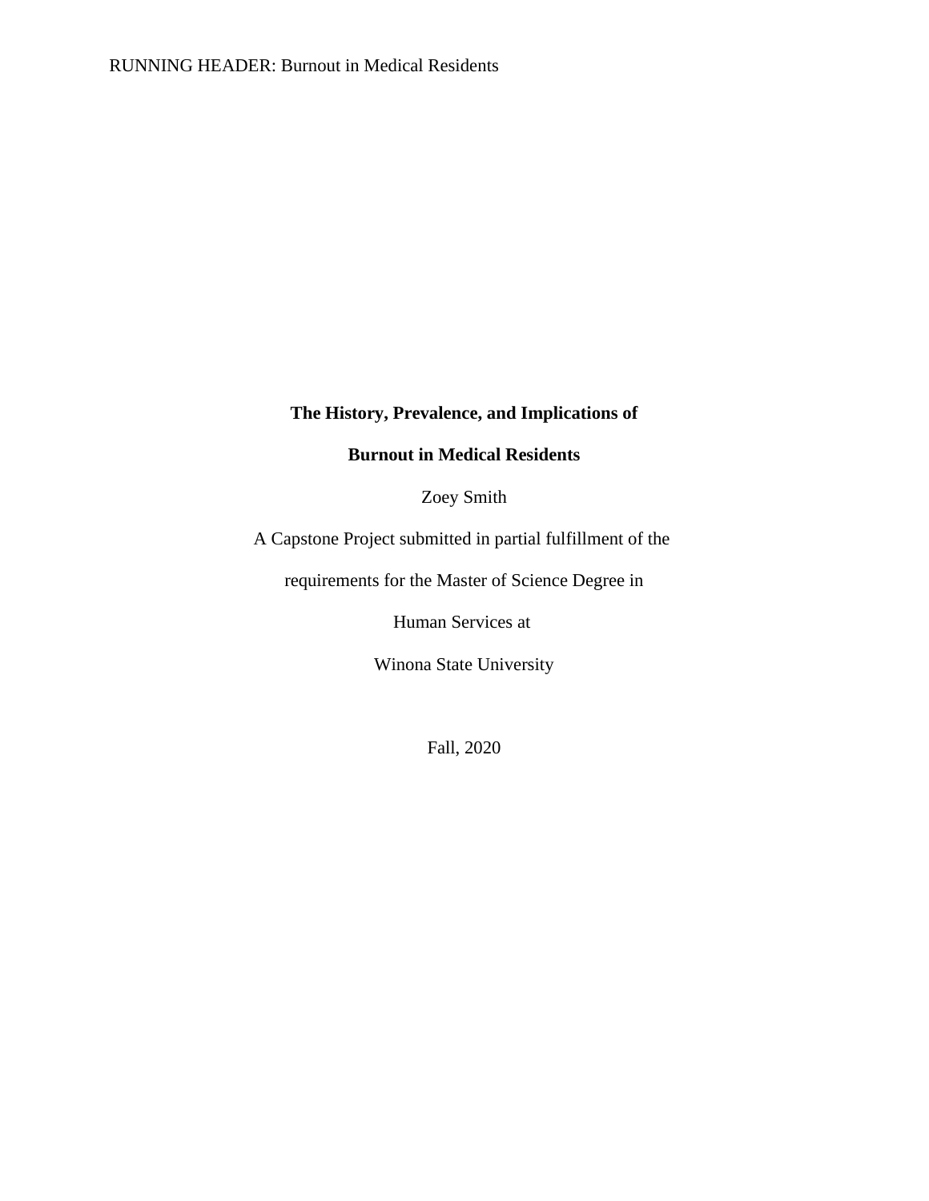**The History, Prevalence, and Implications of**

**Burnout in Medical Residents**

Zoey Smith

A Capstone Project submitted in partial fulfillment of the

requirements for the Master of Science Degree in

Human Services at

Winona State University

Fall, 2020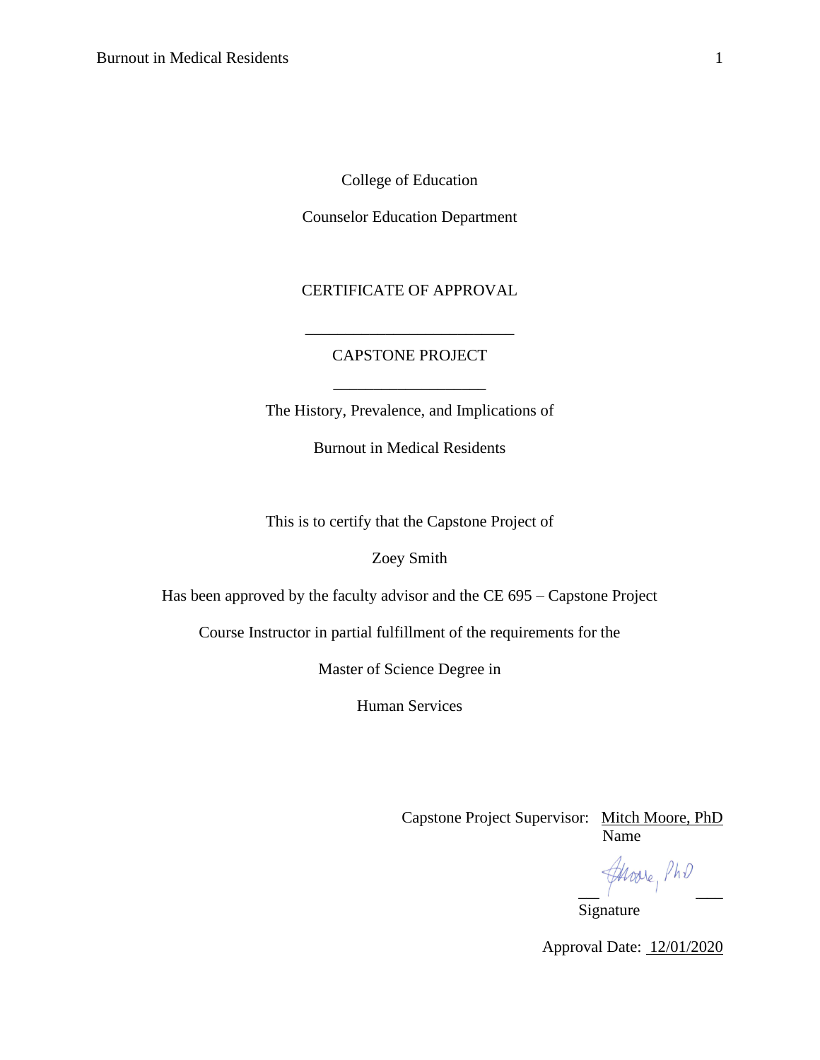College of Education

Counselor Education Department

CERTIFICATE OF APPROVAL

\_\_\_\_\_\_\_\_\_\_\_\_\_\_\_\_\_\_\_\_\_\_\_\_\_\_

CAPSTONE PROJECT

\_\_\_\_\_\_\_\_\_\_\_\_\_\_\_\_\_\_\_

The History, Prevalence, and Implications of

Burnout in Medical Residents

This is to certify that the Capstone Project of

Zoey Smith

Has been approved by the faculty advisor and the CE 695 – Capstone Project

Course Instructor in partial fulfillment of the requirements for the

Master of Science Degree in

Human Services

Capstone Project Supervisor: Mitch Moore, PhD
Name

Moore, PhD
Signature

Approval Date: 12/01/2020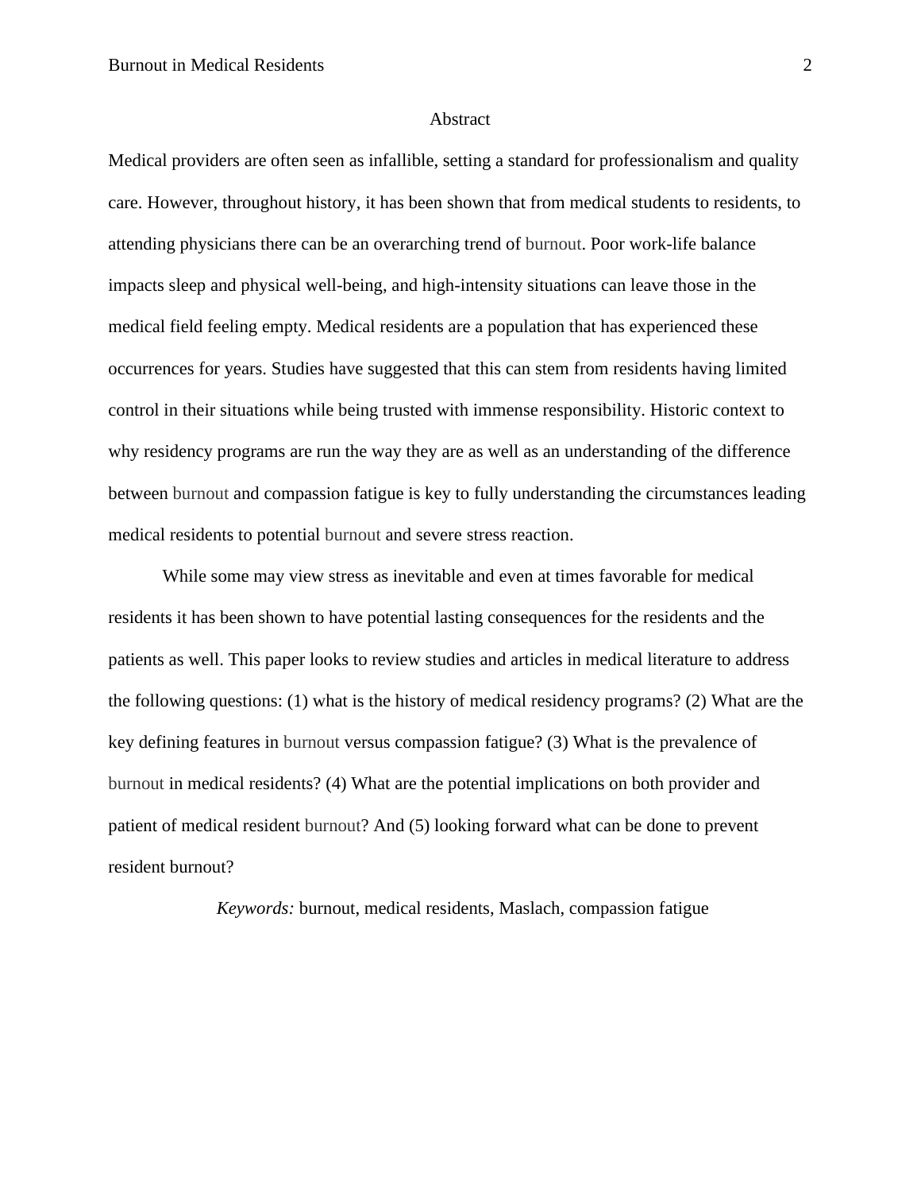# Abstract

Medical providers are often seen as infallible, setting a standard for professionalism and quality care. However, throughout history, it has been shown that from medical students to residents, to attending physicians there can be an overarching trend of burnout. Poor work-life balance impacts sleep and physical well-being, and high-intensity situations can leave those in the medical field feeling empty. Medical residents are a population that has experienced these occurrences for years. Studies have suggested that this can stem from residents having limited control in their situations while being trusted with immense responsibility. Historic context to why residency programs are run the way they are as well as an understanding of the difference between burnout and compassion fatigue is key to fully understanding the circumstances leading medical residents to potential burnout and severe stress reaction.

While some may view stress as inevitable and even at times favorable for medical residents it has been shown to have potential lasting consequences for the residents and the patients as well. This paper looks to review studies and articles in medical literature to address the following questions: (1) what is the history of medical residency programs? (2) What are the key defining features in burnout versus compassion fatigue? (3) What is the prevalence of burnout in medical residents? (4) What are the potential implications on both provider and patient of medical resident burnout? And (5) looking forward what can be done to prevent resident burnout?

*Keywords:* burnout, medical residents, Maslach, compassion fatigue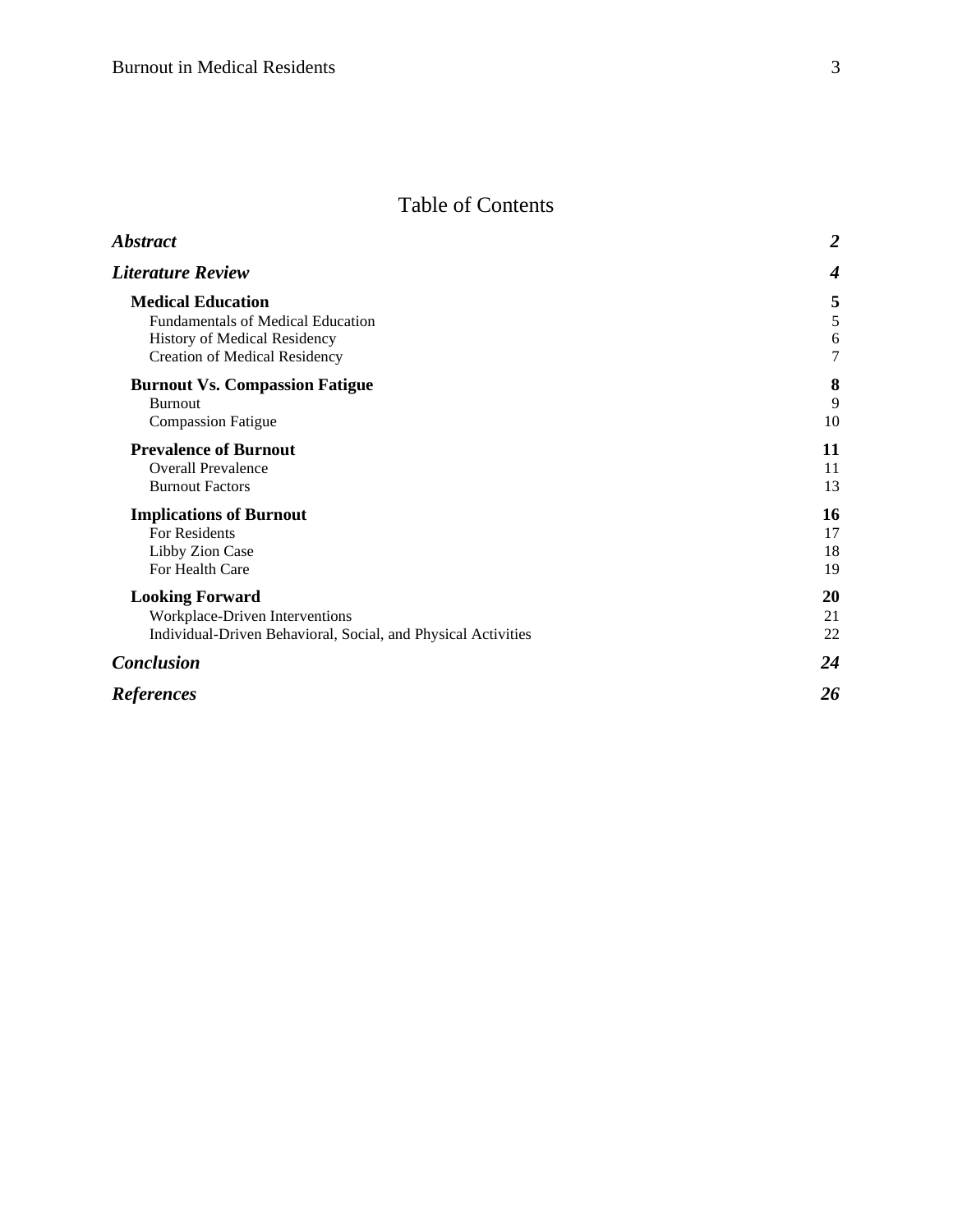# Table of Contents

| | |
|---|---|
| ***Abstract*** | ***2*** |
| ***Literature Review*** | ***4*** |
| **Medical Education** | **5** |
| Fundamentals of Medical Education | 5 |
| History of Medical Residency | 6 |
| Creation of Medical Residency | 7 |
| **Burnout Vs. Compassion Fatigue** | **8** |
| Burnout | 9 |
| Compassion Fatigue | 10 |
| **Prevalence of Burnout** | **11** |
| Overall Prevalence | 11 |
| Burnout Factors | 13 |
| **Implications of Burnout** | **16** |
| For Residents | 17 |
| Libby Zion Case | 18 |
| For Health Care | 19 |
| **Looking Forward** | **20** |
| Workplace-Driven Interventions | 21 |
| Individual-Driven Behavioral, Social, and Physical Activities | 22 |
| ***Conclusion*** | ***24*** |
| ***References*** | ***26*** |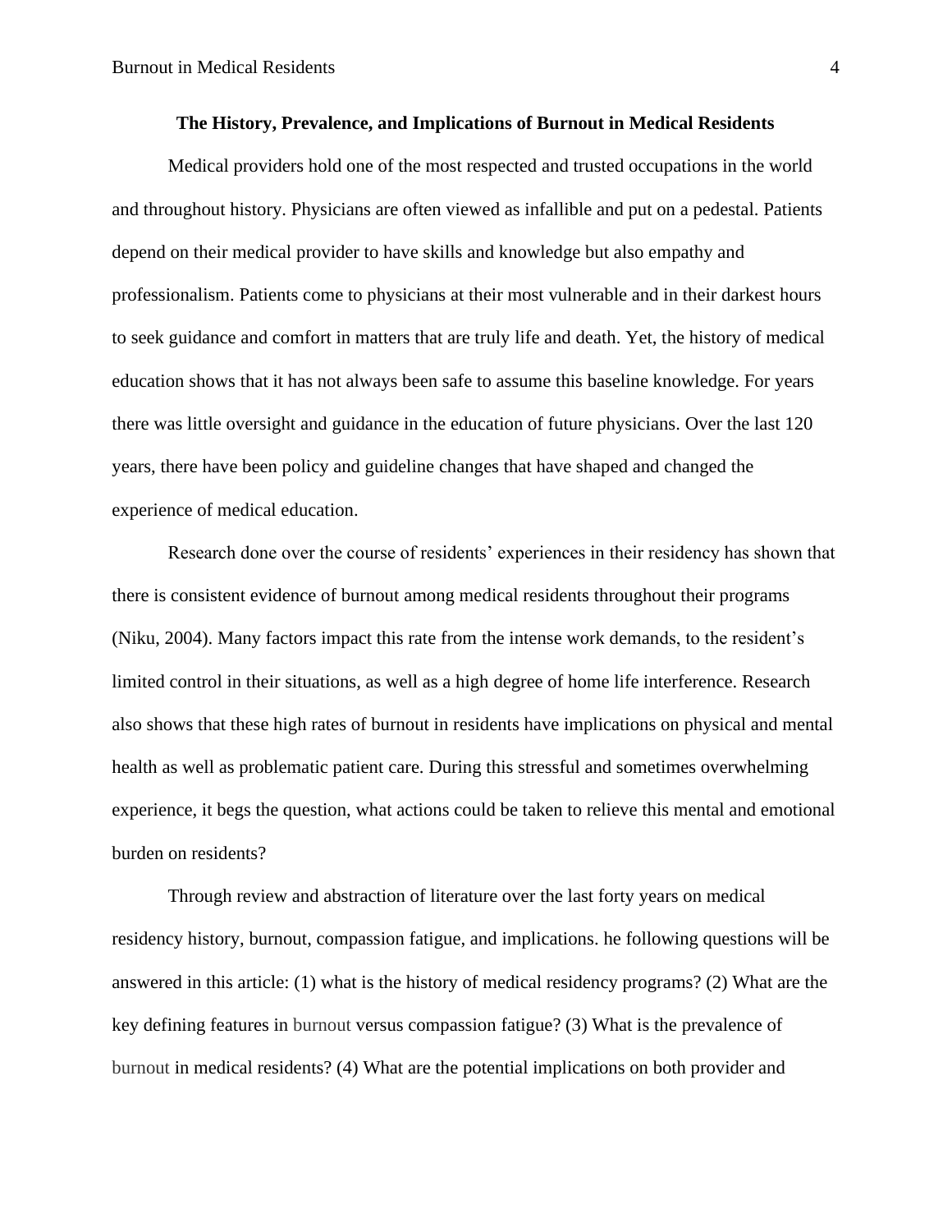# The History, Prevalence, and Implications of Burnout in Medical Residents

Medical providers hold one of the most respected and trusted occupations in the world and throughout history. Physicians are often viewed as infallible and put on a pedestal. Patients depend on their medical provider to have skills and knowledge but also empathy and professionalism. Patients come to physicians at their most vulnerable and in their darkest hours to seek guidance and comfort in matters that are truly life and death. Yet, the history of medical education shows that it has not always been safe to assume this baseline knowledge. For years there was little oversight and guidance in the education of future physicians. Over the last 120 years, there have been policy and guideline changes that have shaped and changed the experience of medical education.

Research done over the course of residents' experiences in their residency has shown that there is consistent evidence of burnout among medical residents throughout their programs (Niku, 2004). Many factors impact this rate from the intense work demands, to the resident's limited control in their situations, as well as a high degree of home life interference. Research also shows that these high rates of burnout in residents have implications on physical and mental health as well as problematic patient care. During this stressful and sometimes overwhelming experience, it begs the question, what actions could be taken to relieve this mental and emotional burden on residents?

Through review and abstraction of literature over the last forty years on medical residency history, burnout, compassion fatigue, and implications. he following questions will be answered in this article: (1) what is the history of medical residency programs? (2) What are the key defining features in burnout versus compassion fatigue? (3) What is the prevalence of burnout in medical residents? (4) What are the potential implications on both provider and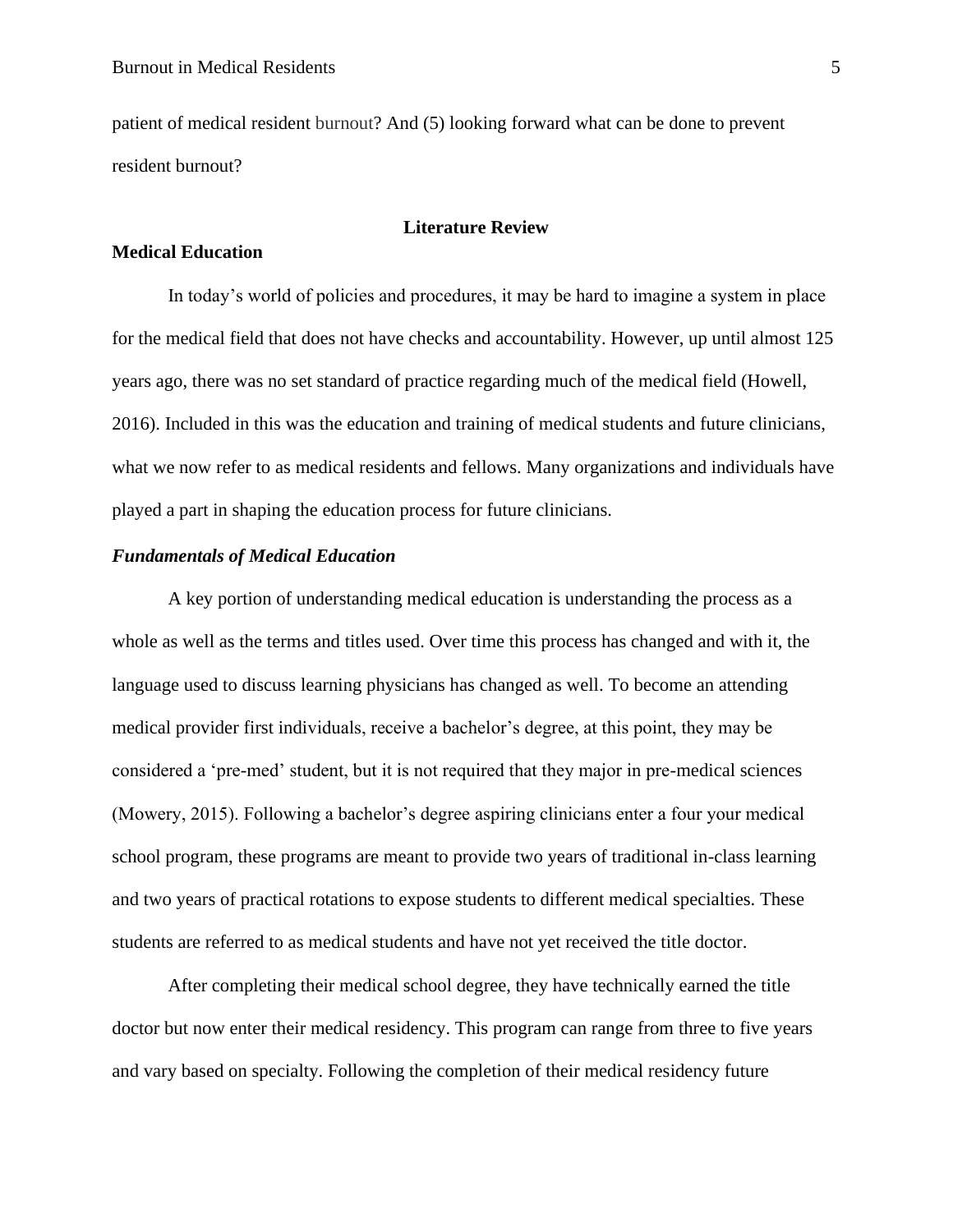patient of medical resident burnout? And (5) looking forward what can be done to prevent resident burnout?

## Literature Review

### Medical Education

In today's world of policies and procedures, it may be hard to imagine a system in place for the medical field that does not have checks and accountability. However, up until almost 125 years ago, there was no set standard of practice regarding much of the medical field (Howell, 2016). Included in this was the education and training of medical students and future clinicians, what we now refer to as medical residents and fellows. Many organizations and individuals have played a part in shaping the education process for future clinicians.

#### *Fundamentals of Medical Education*

A key portion of understanding medical education is understanding the process as a whole as well as the terms and titles used. Over time this process has changed and with it, the language used to discuss learning physicians has changed as well. To become an attending medical provider first individuals, receive a bachelor's degree, at this point, they may be considered a 'pre-med' student, but it is not required that they major in pre-medical sciences (Mowery, 2015). Following a bachelor's degree aspiring clinicians enter a four your medical school program, these programs are meant to provide two years of traditional in-class learning and two years of practical rotations to expose students to different medical specialties. These students are referred to as medical students and have not yet received the title doctor.

After completing their medical school degree, they have technically earned the title doctor but now enter their medical residency. This program can range from three to five years and vary based on specialty. Following the completion of their medical residency future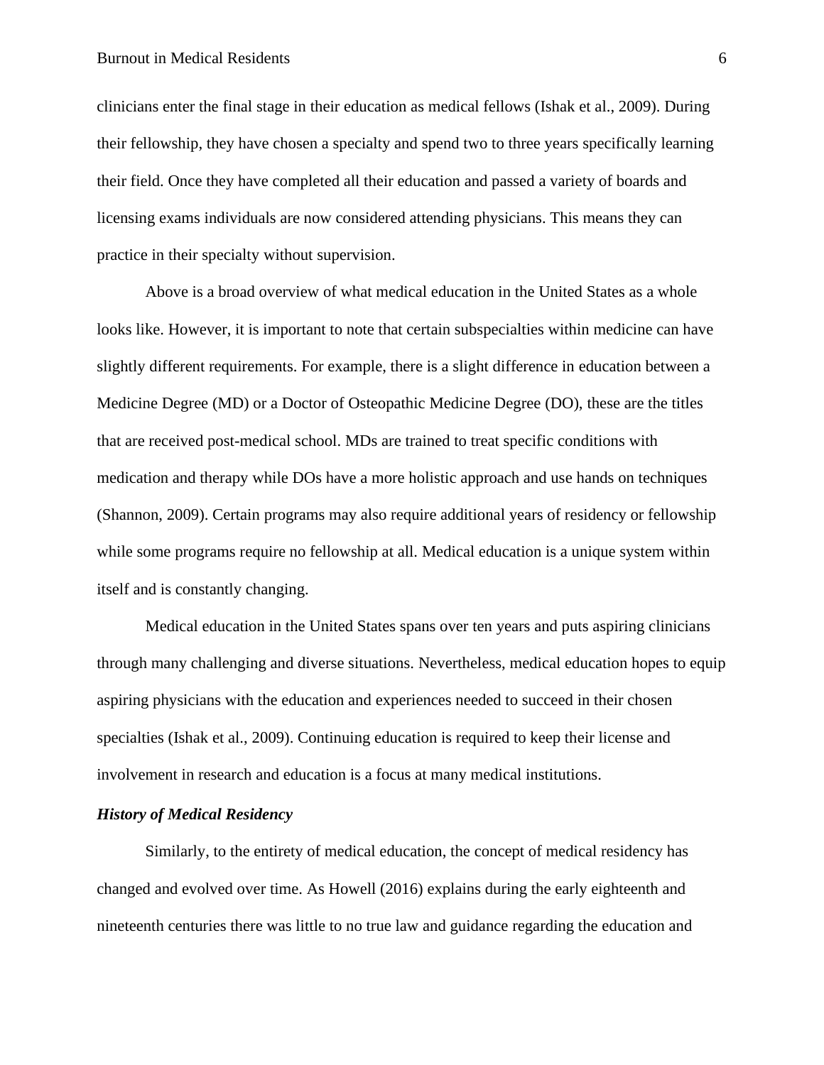clinicians enter the final stage in their education as medical fellows (Ishak et al., 2009). During their fellowship, they have chosen a specialty and spend two to three years specifically learning their field. Once they have completed all their education and passed a variety of boards and licensing exams individuals are now considered attending physicians. This means they can practice in their specialty without supervision.

Above is a broad overview of what medical education in the United States as a whole looks like. However, it is important to note that certain subspecialties within medicine can have slightly different requirements. For example, there is a slight difference in education between a Medicine Degree (MD) or a Doctor of Osteopathic Medicine Degree (DO), these are the titles that are received post-medical school. MDs are trained to treat specific conditions with medication and therapy while DOs have a more holistic approach and use hands on techniques (Shannon, 2009). Certain programs may also require additional years of residency or fellowship while some programs require no fellowship at all. Medical education is a unique system within itself and is constantly changing.

Medical education in the United States spans over ten years and puts aspiring clinicians through many challenging and diverse situations. Nevertheless, medical education hopes to equip aspiring physicians with the education and experiences needed to succeed in their chosen specialties (Ishak et al., 2009). Continuing education is required to keep their license and involvement in research and education is a focus at many medical institutions.

### *History of Medical Residency*

Similarly, to the entirety of medical education, the concept of medical residency has changed and evolved over time. As Howell (2016) explains during the early eighteenth and nineteenth centuries there was little to no true law and guidance regarding the education and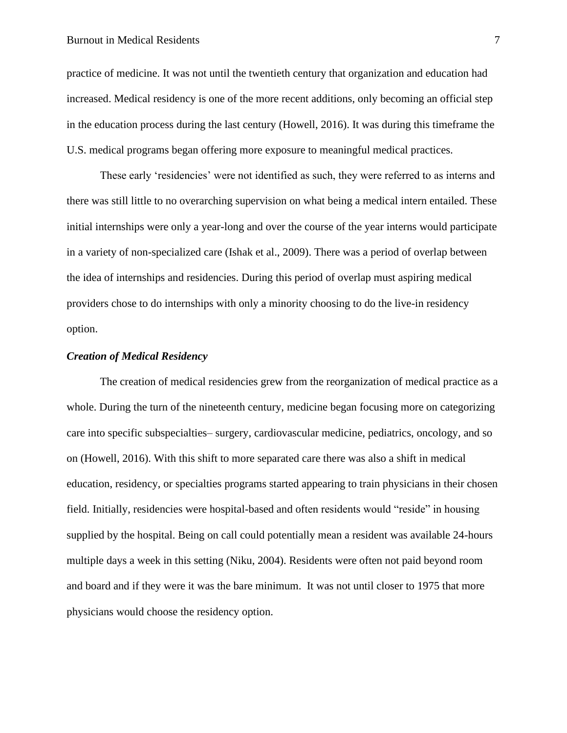practice of medicine. It was not until the twentieth century that organization and education had increased. Medical residency is one of the more recent additions, only becoming an official step in the education process during the last century (Howell, 2016). It was during this timeframe the U.S. medical programs began offering more exposure to meaningful medical practices.

These early 'residencies' were not identified as such, they were referred to as interns and there was still little to no overarching supervision on what being a medical intern entailed. These initial internships were only a year-long and over the course of the year interns would participate in a variety of non-specialized care (Ishak et al., 2009). There was a period of overlap between the idea of internships and residencies. During this period of overlap must aspiring medical providers chose to do internships with only a minority choosing to do the live-in residency option.

### *Creation of Medical Residency*

The creation of medical residencies grew from the reorganization of medical practice as a whole. During the turn of the nineteenth century, medicine began focusing more on categorizing care into specific subspecialties– surgery, cardiovascular medicine, pediatrics, oncology, and so on (Howell, 2016). With this shift to more separated care there was also a shift in medical education, residency, or specialties programs started appearing to train physicians in their chosen field. Initially, residencies were hospital-based and often residents would "reside" in housing supplied by the hospital. Being on call could potentially mean a resident was available 24-hours multiple days a week in this setting (Niku, 2004). Residents were often not paid beyond room and board and if they were it was the bare minimum. It was not until closer to 1975 that more physicians would choose the residency option.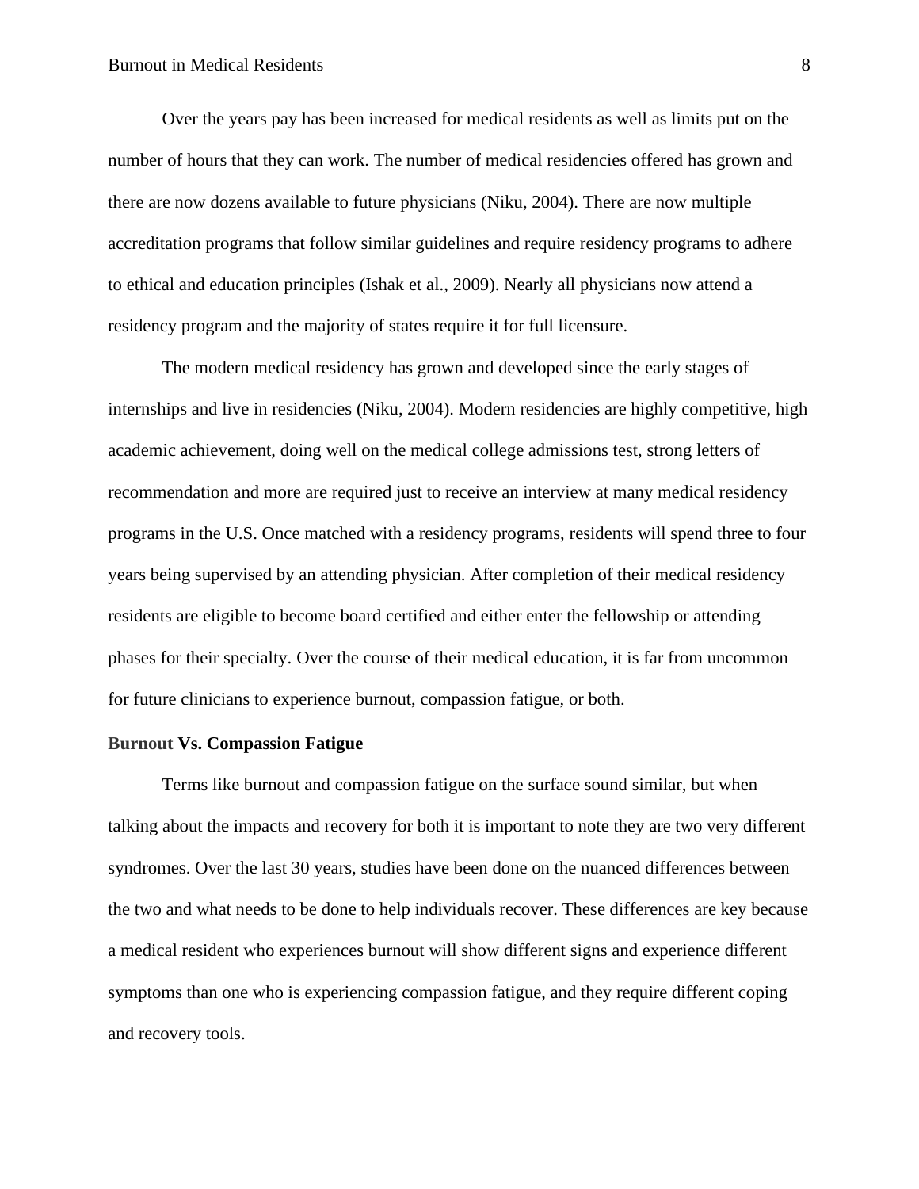Over the years pay has been increased for medical residents as well as limits put on the number of hours that they can work. The number of medical residencies offered has grown and there are now dozens available to future physicians (Niku, 2004). There are now multiple accreditation programs that follow similar guidelines and require residency programs to adhere to ethical and education principles (Ishak et al., 2009). Nearly all physicians now attend a residency program and the majority of states require it for full licensure.

The modern medical residency has grown and developed since the early stages of internships and live in residencies (Niku, 2004). Modern residencies are highly competitive, high academic achievement, doing well on the medical college admissions test, strong letters of recommendation and more are required just to receive an interview at many medical residency programs in the U.S. Once matched with a residency programs, residents will spend three to four years being supervised by an attending physician. After completion of their medical residency residents are eligible to become board certified and either enter the fellowship or attending phases for their specialty. Over the course of their medical education, it is far from uncommon for future clinicians to experience burnout, compassion fatigue, or both.

## Burnout Vs. Compassion Fatigue

Terms like burnout and compassion fatigue on the surface sound similar, but when talking about the impacts and recovery for both it is important to note they are two very different syndromes. Over the last 30 years, studies have been done on the nuanced differences between the two and what needs to be done to help individuals recover. These differences are key because a medical resident who experiences burnout will show different signs and experience different symptoms than one who is experiencing compassion fatigue, and they require different coping and recovery tools.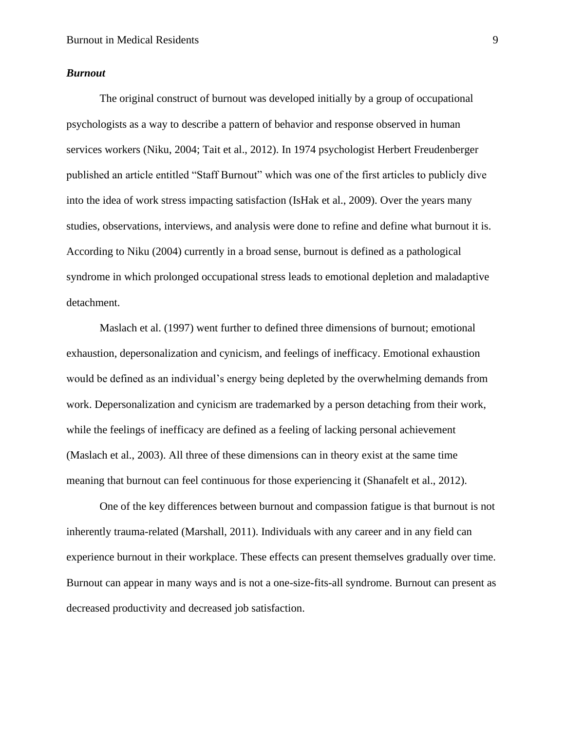***Burnout***

The original construct of burnout was developed initially by a group of occupational psychologists as a way to describe a pattern of behavior and response observed in human services workers (Niku, 2004; Tait et al., 2012). In 1974 psychologist Herbert Freudenberger published an article entitled "Staff Burnout" which was one of the first articles to publicly dive into the idea of work stress impacting satisfaction (IsHak et al., 2009). Over the years many studies, observations, interviews, and analysis were done to refine and define what burnout it is. According to Niku (2004) currently in a broad sense, burnout is defined as a pathological syndrome in which prolonged occupational stress leads to emotional depletion and maladaptive detachment.

Maslach et al. (1997) went further to defined three dimensions of burnout; emotional exhaustion, depersonalization and cynicism, and feelings of inefficacy. Emotional exhaustion would be defined as an individual's energy being depleted by the overwhelming demands from work. Depersonalization and cynicism are trademarked by a person detaching from their work, while the feelings of inefficacy are defined as a feeling of lacking personal achievement (Maslach et al., 2003). All three of these dimensions can in theory exist at the same time meaning that burnout can feel continuous for those experiencing it (Shanafelt et al., 2012).

One of the key differences between burnout and compassion fatigue is that burnout is not inherently trauma-related (Marshall, 2011). Individuals with any career and in any field can experience burnout in their workplace. These effects can present themselves gradually over time. Burnout can appear in many ways and is not a one-size-fits-all syndrome. Burnout can present as decreased productivity and decreased job satisfaction.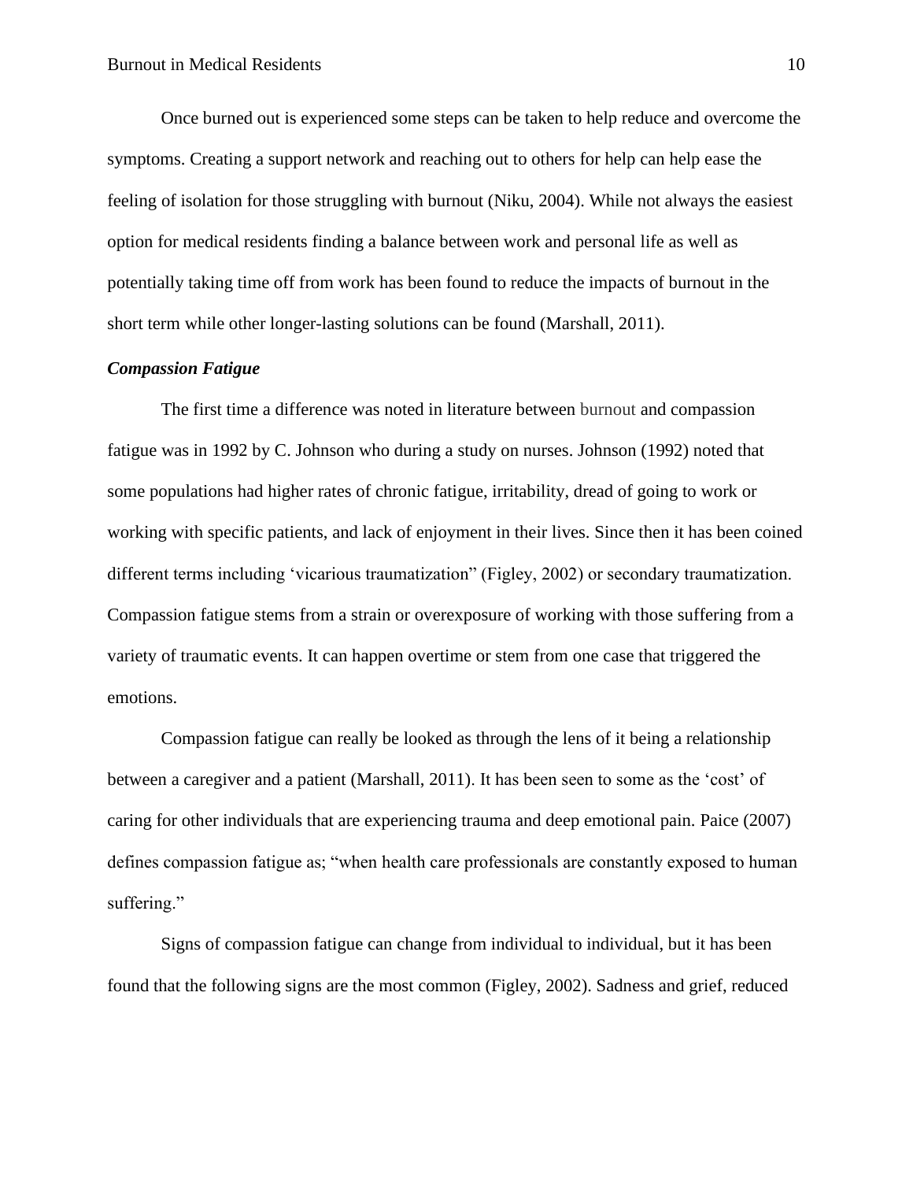Once burned out is experienced some steps can be taken to help reduce and overcome the symptoms. Creating a support network and reaching out to others for help can help ease the feeling of isolation for those struggling with burnout (Niku, 2004). While not always the easiest option for medical residents finding a balance between work and personal life as well as potentially taking time off from work has been found to reduce the impacts of burnout in the short term while other longer-lasting solutions can be found (Marshall, 2011).

### ***Compassion Fatigue***

The first time a difference was noted in literature between burnout and compassion fatigue was in 1992 by C. Johnson who during a study on nurses. Johnson (1992) noted that some populations had higher rates of chronic fatigue, irritability, dread of going to work or working with specific patients, and lack of enjoyment in their lives. Since then it has been coined different terms including 'vicarious traumatization" (Figley, 2002) or secondary traumatization. Compassion fatigue stems from a strain or overexposure of working with those suffering from a variety of traumatic events. It can happen overtime or stem from one case that triggered the emotions.

Compassion fatigue can really be looked as through the lens of it being a relationship between a caregiver and a patient (Marshall, 2011). It has been seen to some as the 'cost' of caring for other individuals that are experiencing trauma and deep emotional pain. Paice (2007) defines compassion fatigue as; "when health care professionals are constantly exposed to human suffering."

Signs of compassion fatigue can change from individual to individual, but it has been found that the following signs are the most common (Figley, 2002). Sadness and grief, reduced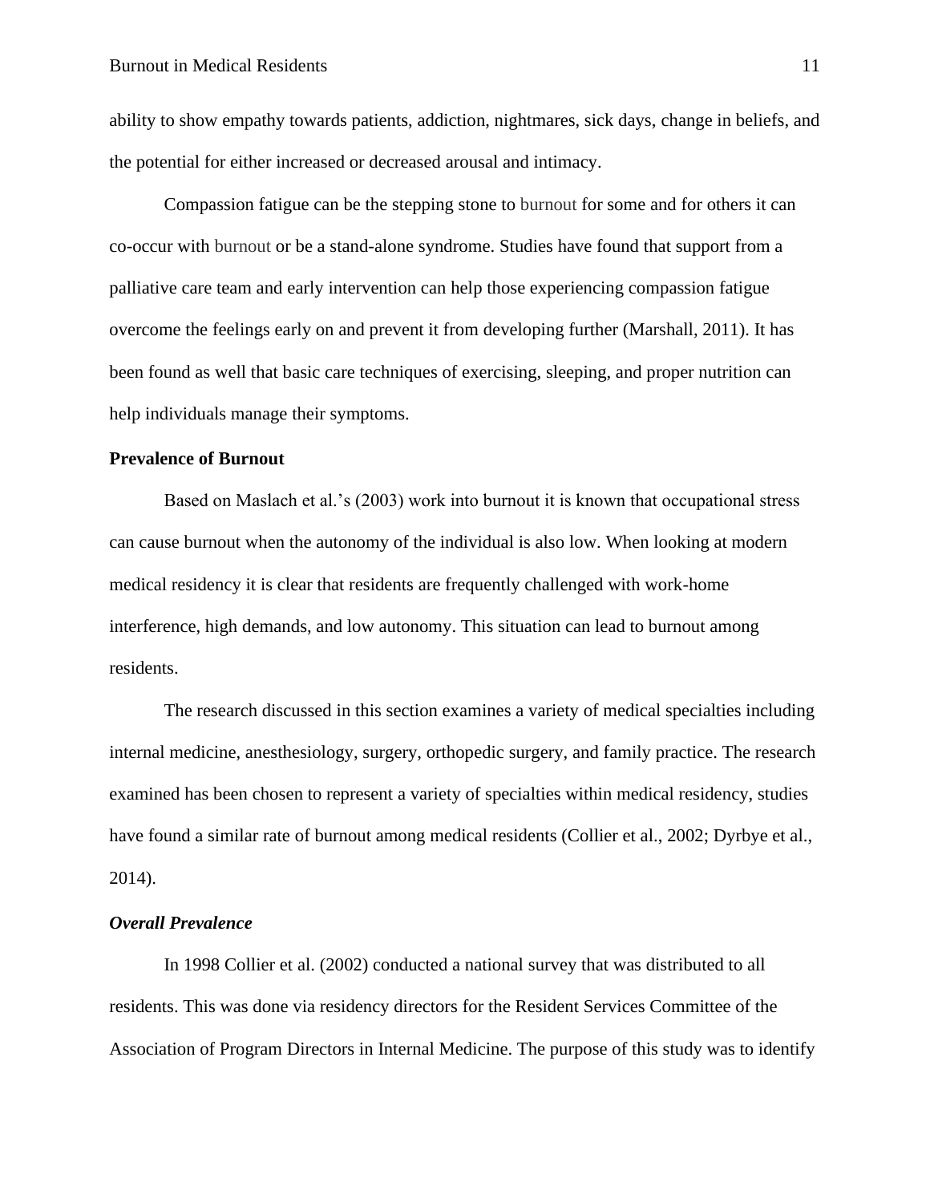ability to show empathy towards patients, addiction, nightmares, sick days, change in beliefs, and the potential for either increased or decreased arousal and intimacy.

Compassion fatigue can be the stepping stone to burnout for some and for others it can co-occur with burnout or be a stand-alone syndrome. Studies have found that support from a palliative care team and early intervention can help those experiencing compassion fatigue overcome the feelings early on and prevent it from developing further (Marshall, 2011). It has been found as well that basic care techniques of exercising, sleeping, and proper nutrition can help individuals manage their symptoms.

## Prevalence of Burnout

Based on Maslach et al.'s (2003) work into burnout it is known that occupational stress can cause burnout when the autonomy of the individual is also low. When looking at modern medical residency it is clear that residents are frequently challenged with work-home interference, high demands, and low autonomy. This situation can lead to burnout among residents.

The research discussed in this section examines a variety of medical specialties including internal medicine, anesthesiology, surgery, orthopedic surgery, and family practice. The research examined has been chosen to represent a variety of specialties within medical residency, studies have found a similar rate of burnout among medical residents (Collier et al., 2002; Dyrbye et al., 2014).

### *Overall Prevalence*

In 1998 Collier et al. (2002) conducted a national survey that was distributed to all residents. This was done via residency directors for the Resident Services Committee of the Association of Program Directors in Internal Medicine. The purpose of this study was to identify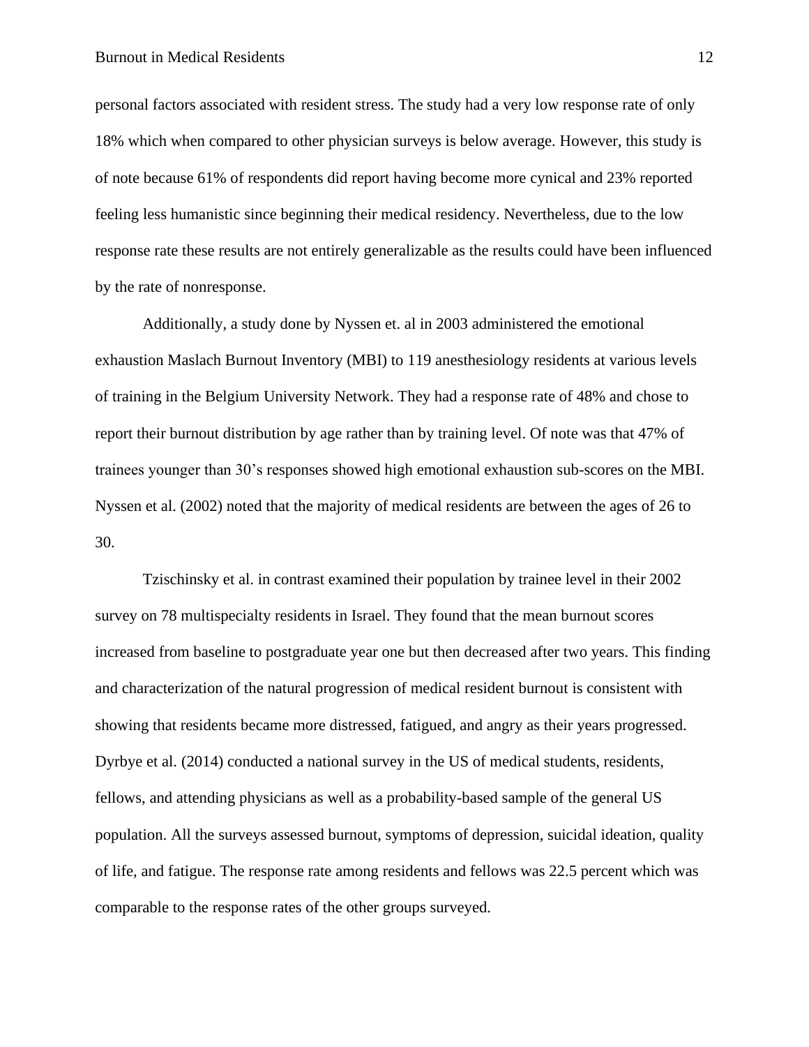personal factors associated with resident stress. The study had a very low response rate of only 18% which when compared to other physician surveys is below average. However, this study is of note because 61% of respondents did report having become more cynical and 23% reported feeling less humanistic since beginning their medical residency. Nevertheless, due to the low response rate these results are not entirely generalizable as the results could have been influenced by the rate of nonresponse.

Additionally, a study done by Nyssen et. al in 2003 administered the emotional exhaustion Maslach Burnout Inventory (MBI) to 119 anesthesiology residents at various levels of training in the Belgium University Network. They had a response rate of 48% and chose to report their burnout distribution by age rather than by training level. Of note was that 47% of trainees younger than 30's responses showed high emotional exhaustion sub-scores on the MBI. Nyssen et al. (2002) noted that the majority of medical residents are between the ages of 26 to 30.

Tzischinsky et al. in contrast examined their population by trainee level in their 2002 survey on 78 multispecialty residents in Israel. They found that the mean burnout scores increased from baseline to postgraduate year one but then decreased after two years. This finding and characterization of the natural progression of medical resident burnout is consistent with showing that residents became more distressed, fatigued, and angry as their years progressed. Dyrbye et al. (2014) conducted a national survey in the US of medical students, residents, fellows, and attending physicians as well as a probability-based sample of the general US population. All the surveys assessed burnout, symptoms of depression, suicidal ideation, quality of life, and fatigue. The response rate among residents and fellows was 22.5 percent which was comparable to the response rates of the other groups surveyed.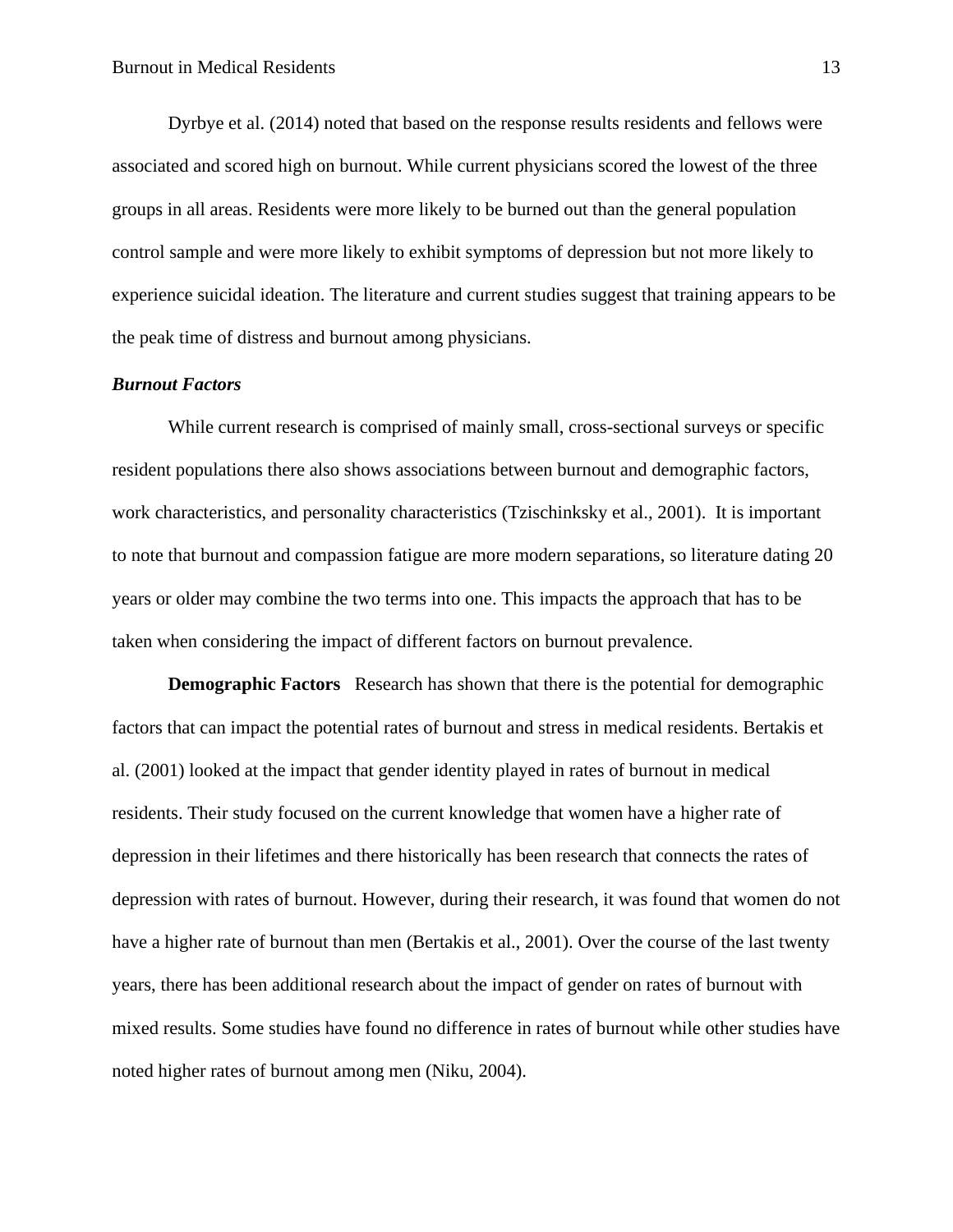Dyrbye et al. (2014) noted that based on the response results residents and fellows were associated and scored high on burnout. While current physicians scored the lowest of the three groups in all areas. Residents were more likely to be burned out than the general population control sample and were more likely to exhibit symptoms of depression but not more likely to experience suicidal ideation. The literature and current studies suggest that training appears to be the peak time of distress and burnout among physicians.

### *Burnout Factors*

While current research is comprised of mainly small, cross-sectional surveys or specific resident populations there also shows associations between burnout and demographic factors, work characteristics, and personality characteristics (Tzischinksky et al., 2001). It is important to note that burnout and compassion fatigue are more modern separations, so literature dating 20 years or older may combine the two terms into one. This impacts the approach that has to be taken when considering the impact of different factors on burnout prevalence.

**Demographic Factors** Research has shown that there is the potential for demographic factors that can impact the potential rates of burnout and stress in medical residents. Bertakis et al. (2001) looked at the impact that gender identity played in rates of burnout in medical residents. Their study focused on the current knowledge that women have a higher rate of depression in their lifetimes and there historically has been research that connects the rates of depression with rates of burnout. However, during their research, it was found that women do not have a higher rate of burnout than men (Bertakis et al., 2001). Over the course of the last twenty years, there has been additional research about the impact of gender on rates of burnout with mixed results. Some studies have found no difference in rates of burnout while other studies have noted higher rates of burnout among men (Niku, 2004).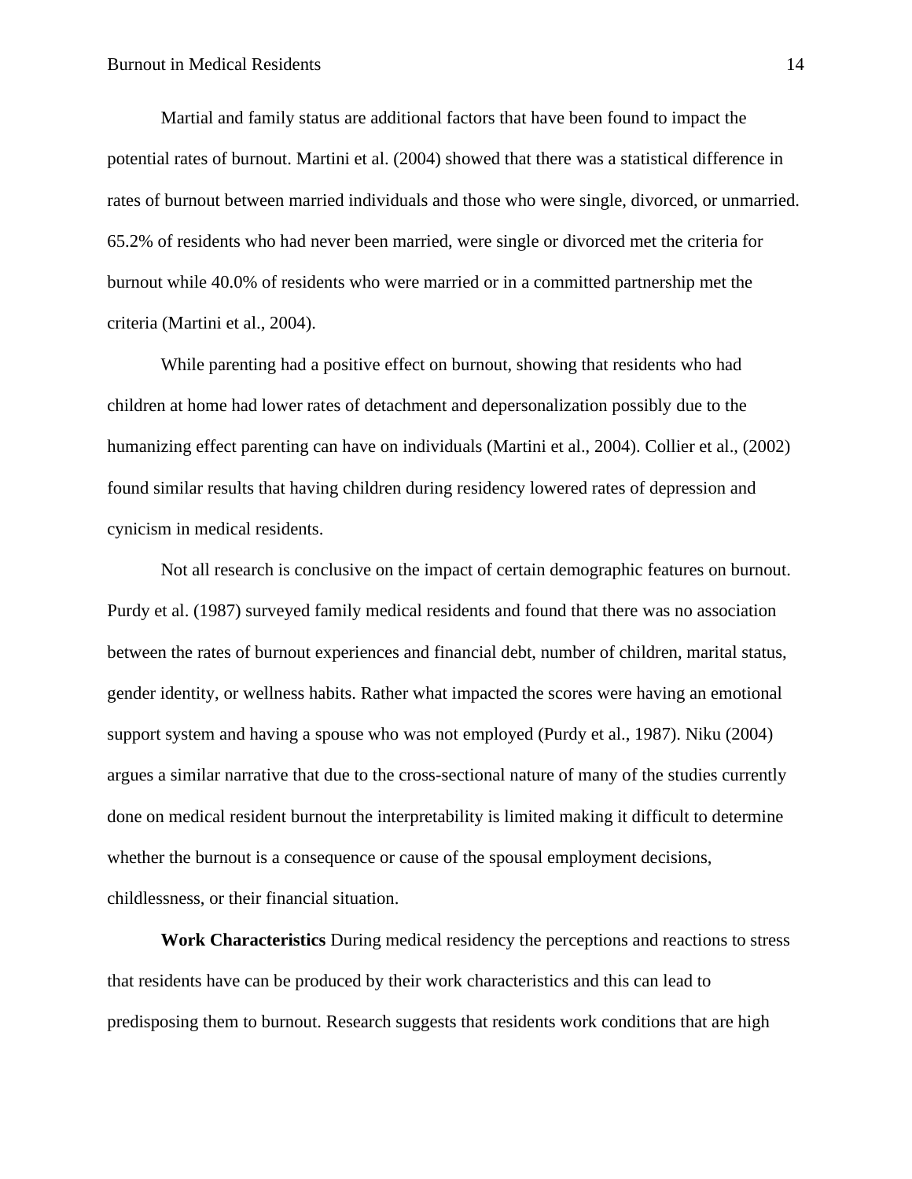Martial and family status are additional factors that have been found to impact the potential rates of burnout. Martini et al. (2004) showed that there was a statistical difference in rates of burnout between married individuals and those who were single, divorced, or unmarried. 65.2% of residents who had never been married, were single or divorced met the criteria for burnout while 40.0% of residents who were married or in a committed partnership met the criteria (Martini et al., 2004).

While parenting had a positive effect on burnout, showing that residents who had children at home had lower rates of detachment and depersonalization possibly due to the humanizing effect parenting can have on individuals (Martini et al., 2004). Collier et al., (2002) found similar results that having children during residency lowered rates of depression and cynicism in medical residents.

Not all research is conclusive on the impact of certain demographic features on burnout. Purdy et al. (1987) surveyed family medical residents and found that there was no association between the rates of burnout experiences and financial debt, number of children, marital status, gender identity, or wellness habits. Rather what impacted the scores were having an emotional support system and having a spouse who was not employed (Purdy et al., 1987). Niku (2004) argues a similar narrative that due to the cross-sectional nature of many of the studies currently done on medical resident burnout the interpretability is limited making it difficult to determine whether the burnout is a consequence or cause of the spousal employment decisions, childlessness, or their financial situation.

**Work Characteristics** During medical residency the perceptions and reactions to stress that residents have can be produced by their work characteristics and this can lead to predisposing them to burnout. Research suggests that residents work conditions that are high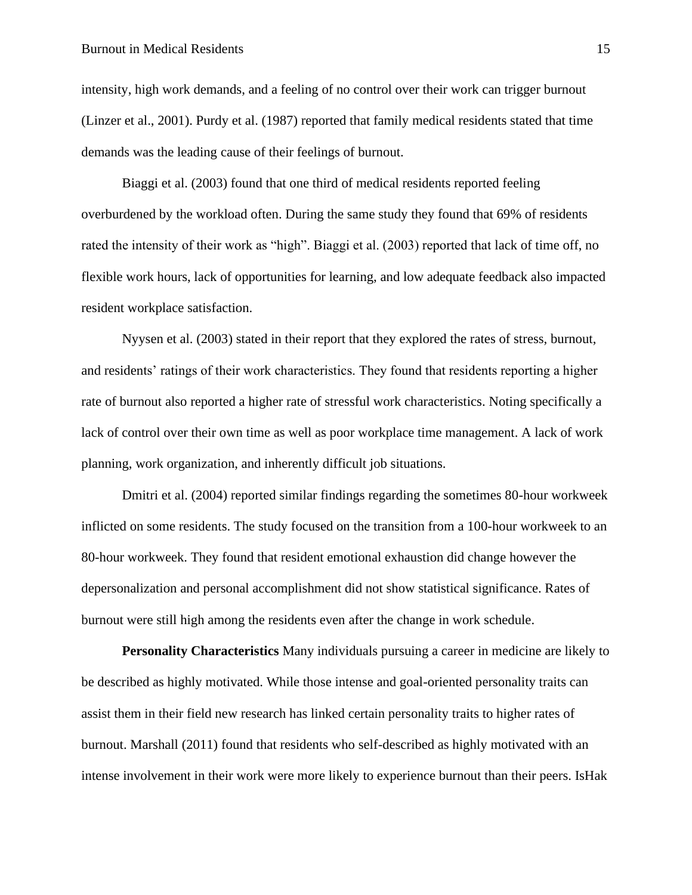intensity, high work demands, and a feeling of no control over their work can trigger burnout (Linzer et al., 2001). Purdy et al. (1987) reported that family medical residents stated that time demands was the leading cause of their feelings of burnout.

Biaggi et al. (2003) found that one third of medical residents reported feeling overburdened by the workload often. During the same study they found that 69% of residents rated the intensity of their work as "high". Biaggi et al. (2003) reported that lack of time off, no flexible work hours, lack of opportunities for learning, and low adequate feedback also impacted resident workplace satisfaction.

Nyysen et al. (2003) stated in their report that they explored the rates of stress, burnout, and residents' ratings of their work characteristics. They found that residents reporting a higher rate of burnout also reported a higher rate of stressful work characteristics. Noting specifically a lack of control over their own time as well as poor workplace time management. A lack of work planning, work organization, and inherently difficult job situations.

Dmitri et al. (2004) reported similar findings regarding the sometimes 80-hour workweek inflicted on some residents. The study focused on the transition from a 100-hour workweek to an 80-hour workweek. They found that resident emotional exhaustion did change however the depersonalization and personal accomplishment did not show statistical significance. Rates of burnout were still high among the residents even after the change in work schedule.

**Personality Characteristics** Many individuals pursuing a career in medicine are likely to be described as highly motivated. While those intense and goal-oriented personality traits can assist them in their field new research has linked certain personality traits to higher rates of burnout. Marshall (2011) found that residents who self-described as highly motivated with an intense involvement in their work were more likely to experience burnout than their peers. IsHak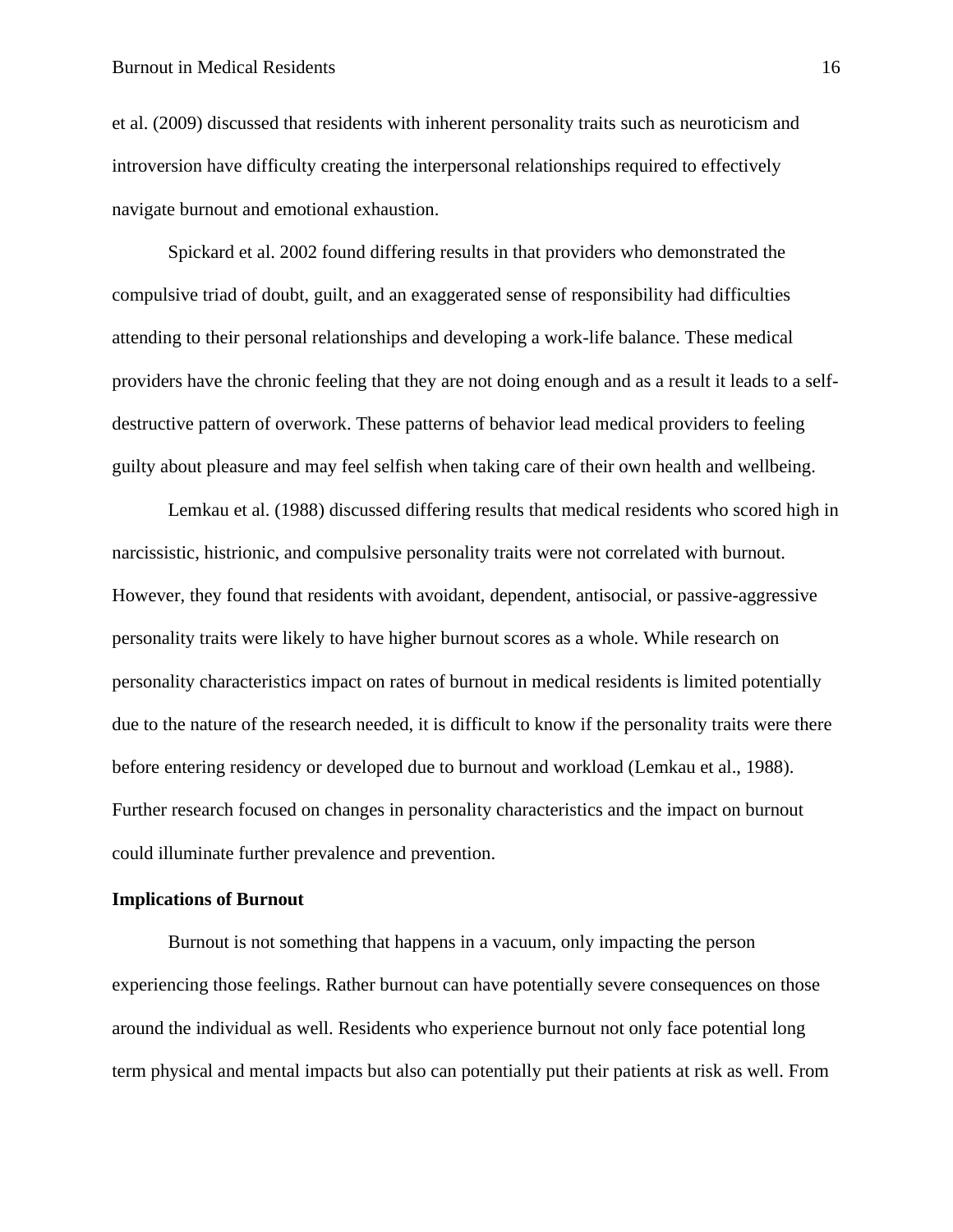et al. (2009) discussed that residents with inherent personality traits such as neuroticism and introversion have difficulty creating the interpersonal relationships required to effectively navigate burnout and emotional exhaustion.

Spickard et al. 2002 found differing results in that providers who demonstrated the compulsive triad of doubt, guilt, and an exaggerated sense of responsibility had difficulties attending to their personal relationships and developing a work-life balance. These medical providers have the chronic feeling that they are not doing enough and as a result it leads to a self-destructive pattern of overwork. These patterns of behavior lead medical providers to feeling guilty about pleasure and may feel selfish when taking care of their own health and wellbeing.

Lemkau et al. (1988) discussed differing results that medical residents who scored high in narcissistic, histrionic, and compulsive personality traits were not correlated with burnout. However, they found that residents with avoidant, dependent, antisocial, or passive-aggressive personality traits were likely to have higher burnout scores as a whole. While research on personality characteristics impact on rates of burnout in medical residents is limited potentially due to the nature of the research needed, it is difficult to know if the personality traits were there before entering residency or developed due to burnout and workload (Lemkau et al., 1988). Further research focused on changes in personality characteristics and the impact on burnout could illuminate further prevalence and prevention.

**Implications of Burnout**

Burnout is not something that happens in a vacuum, only impacting the person experiencing those feelings. Rather burnout can have potentially severe consequences on those around the individual as well. Residents who experience burnout not only face potential long term physical and mental impacts but also can potentially put their patients at risk as well. From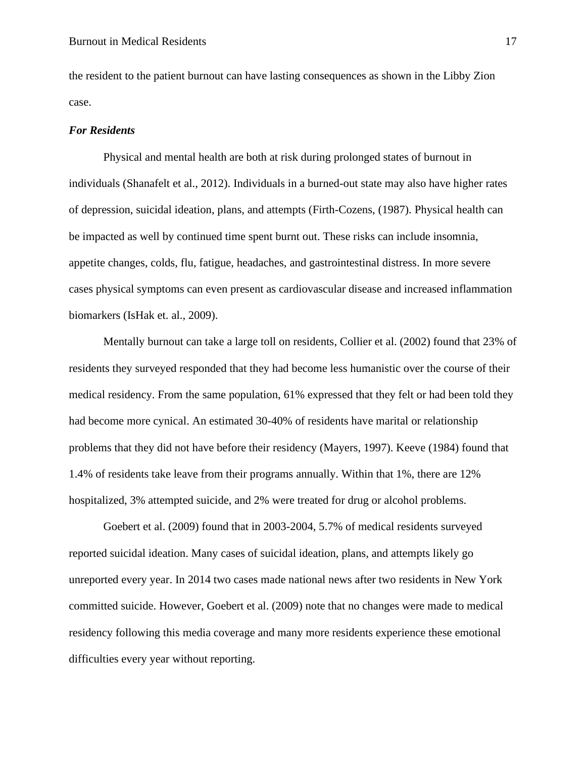the resident to the patient burnout can have lasting consequences as shown in the Libby Zion case.

### *For Residents*

Physical and mental health are both at risk during prolonged states of burnout in individuals (Shanafelt et al., 2012). Individuals in a burned-out state may also have higher rates of depression, suicidal ideation, plans, and attempts (Firth-Cozens, (1987). Physical health can be impacted as well by continued time spent burnt out. These risks can include insomnia, appetite changes, colds, flu, fatigue, headaches, and gastrointestinal distress. In more severe cases physical symptoms can even present as cardiovascular disease and increased inflammation biomarkers (IsHak et. al., 2009).

Mentally burnout can take a large toll on residents, Collier et al. (2002) found that 23% of residents they surveyed responded that they had become less humanistic over the course of their medical residency. From the same population, 61% expressed that they felt or had been told they had become more cynical. An estimated 30-40% of residents have marital or relationship problems that they did not have before their residency (Mayers, 1997). Keeve (1984) found that 1.4% of residents take leave from their programs annually. Within that 1%, there are 12% hospitalized, 3% attempted suicide, and 2% were treated for drug or alcohol problems.

Goebert et al. (2009) found that in 2003-2004, 5.7% of medical residents surveyed reported suicidal ideation. Many cases of suicidal ideation, plans, and attempts likely go unreported every year. In 2014 two cases made national news after two residents in New York committed suicide. However, Goebert et al. (2009) note that no changes were made to medical residency following this media coverage and many more residents experience these emotional difficulties every year without reporting.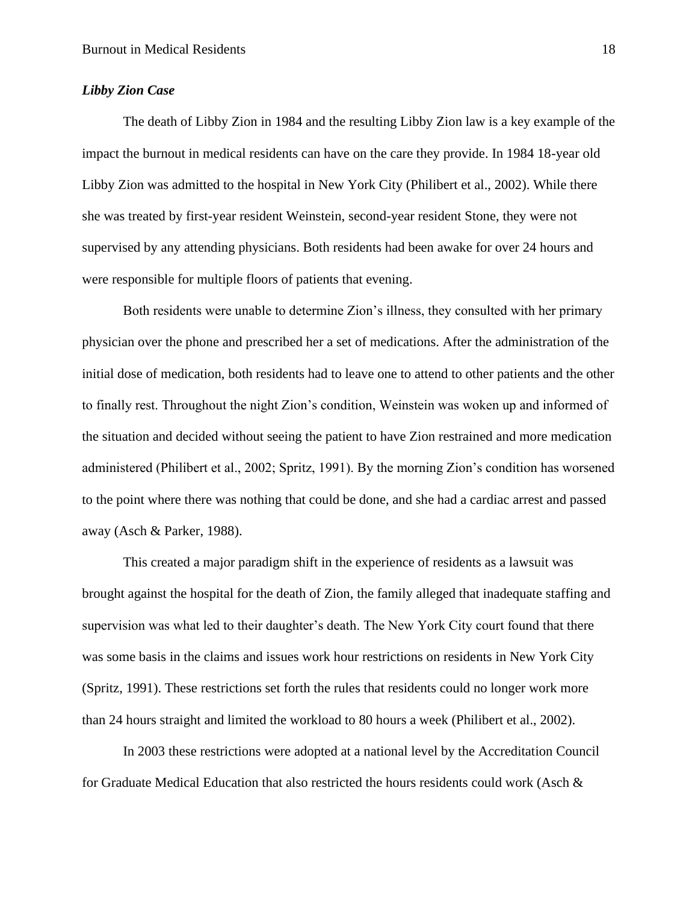### *Libby Zion Case*

The death of Libby Zion in 1984 and the resulting Libby Zion law is a key example of the impact the burnout in medical residents can have on the care they provide. In 1984 18-year old Libby Zion was admitted to the hospital in New York City (Philibert et al., 2002). While there she was treated by first-year resident Weinstein, second-year resident Stone, they were not supervised by any attending physicians. Both residents had been awake for over 24 hours and were responsible for multiple floors of patients that evening.

Both residents were unable to determine Zion's illness, they consulted with her primary physician over the phone and prescribed her a set of medications. After the administration of the initial dose of medication, both residents had to leave one to attend to other patients and the other to finally rest. Throughout the night Zion's condition, Weinstein was woken up and informed of the situation and decided without seeing the patient to have Zion restrained and more medication administered (Philibert et al., 2002; Spritz, 1991). By the morning Zion's condition has worsened to the point where there was nothing that could be done, and she had a cardiac arrest and passed away (Asch & Parker, 1988).

This created a major paradigm shift in the experience of residents as a lawsuit was brought against the hospital for the death of Zion, the family alleged that inadequate staffing and supervision was what led to their daughter's death. The New York City court found that there was some basis in the claims and issues work hour restrictions on residents in New York City (Spritz, 1991). These restrictions set forth the rules that residents could no longer work more than 24 hours straight and limited the workload to 80 hours a week (Philibert et al., 2002).

In 2003 these restrictions were adopted at a national level by the Accreditation Council for Graduate Medical Education that also restricted the hours residents could work (Asch &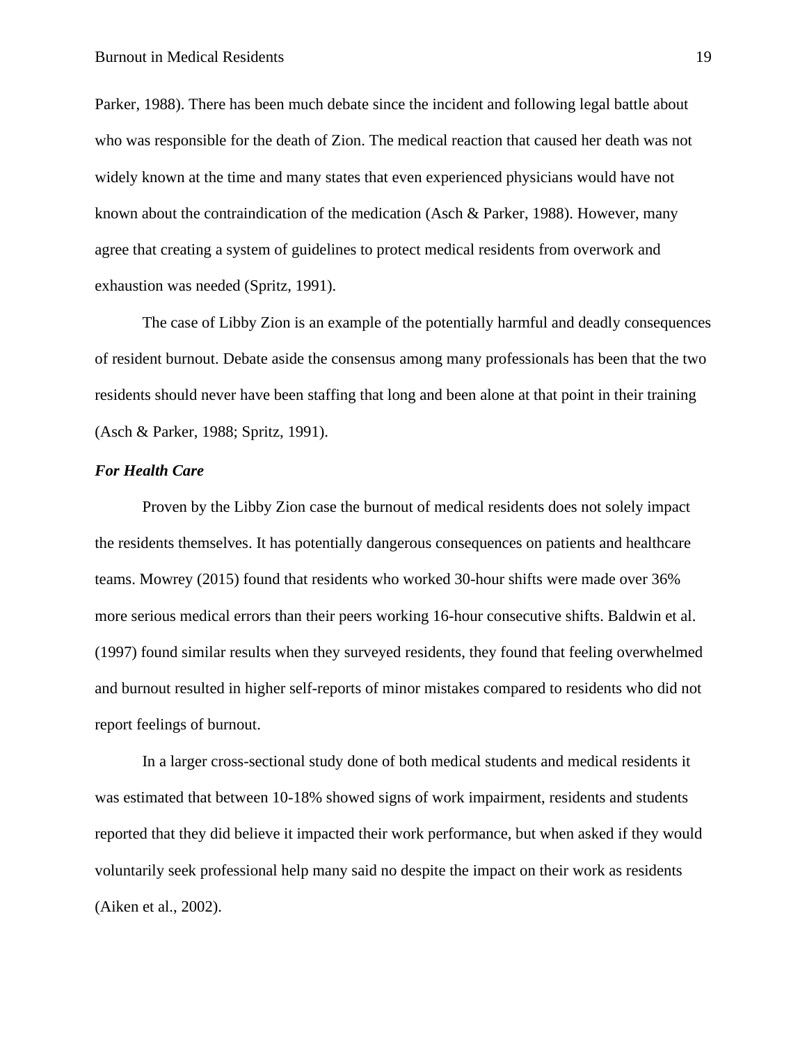Parker, 1988). There has been much debate since the incident and following legal battle about who was responsible for the death of Zion. The medical reaction that caused her death was not widely known at the time and many states that even experienced physicians would have not known about the contraindication of the medication (Asch & Parker, 1988). However, many agree that creating a system of guidelines to protect medical residents from overwork and exhaustion was needed (Spritz, 1991).

The case of Libby Zion is an example of the potentially harmful and deadly consequences of resident burnout. Debate aside the consensus among many professionals has been that the two residents should never have been staffing that long and been alone at that point in their training (Asch & Parker, 1988; Spritz, 1991).

***For Health Care***

Proven by the Libby Zion case the burnout of medical residents does not solely impact the residents themselves. It has potentially dangerous consequences on patients and healthcare teams. Mowrey (2015) found that residents who worked 30-hour shifts were made over 36% more serious medical errors than their peers working 16-hour consecutive shifts. Baldwin et al. (1997) found similar results when they surveyed residents, they found that feeling overwhelmed and burnout resulted in higher self-reports of minor mistakes compared to residents who did not report feelings of burnout.

In a larger cross-sectional study done of both medical students and medical residents it was estimated that between 10-18% showed signs of work impairment, residents and students reported that they did believe it impacted their work performance, but when asked if they would voluntarily seek professional help many said no despite the impact on their work as residents (Aiken et al., 2002).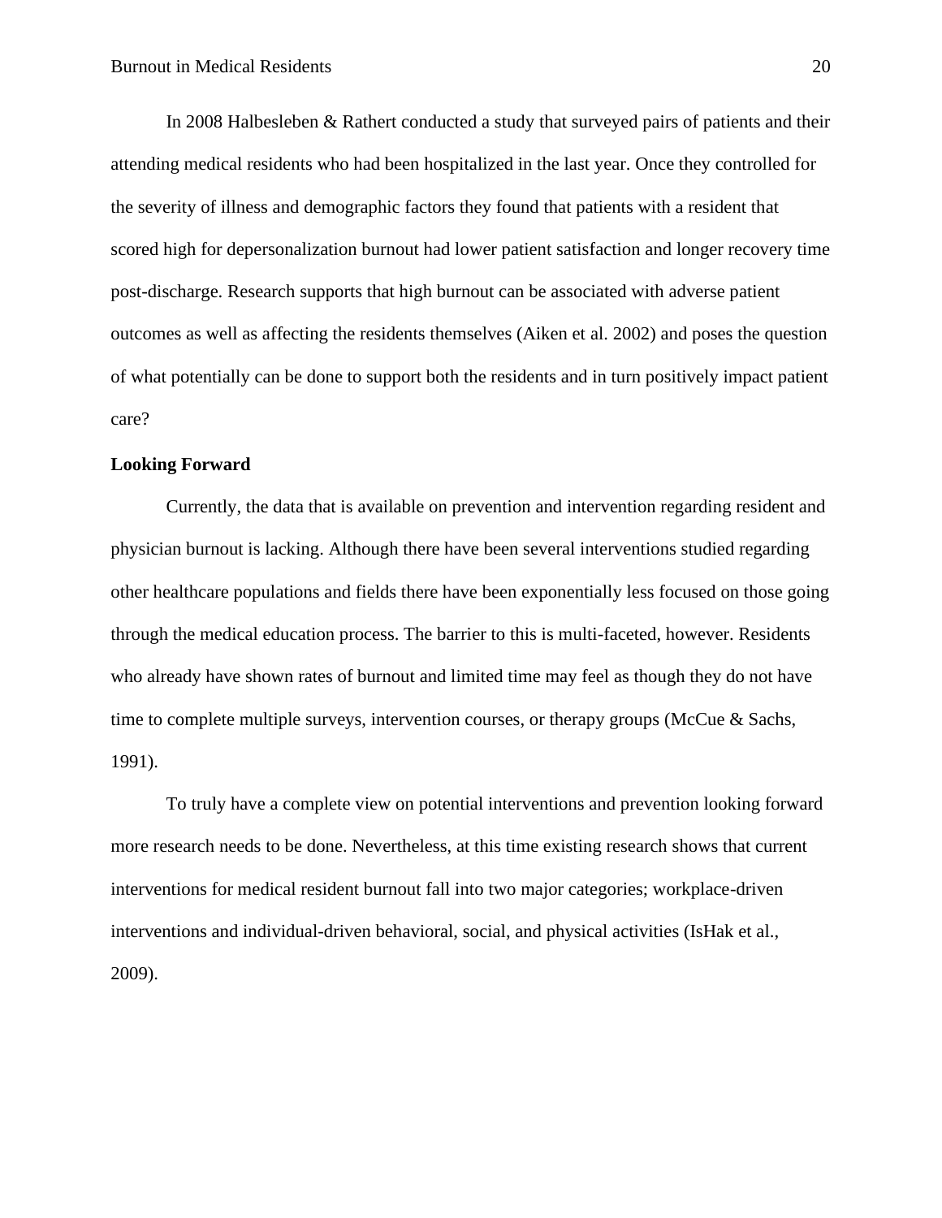In 2008 Halbesleben & Rathert conducted a study that surveyed pairs of patients and their attending medical residents who had been hospitalized in the last year. Once they controlled for the severity of illness and demographic factors they found that patients with a resident that scored high for depersonalization burnout had lower patient satisfaction and longer recovery time post-discharge. Research supports that high burnout can be associated with adverse patient outcomes as well as affecting the residents themselves (Aiken et al. 2002) and poses the question of what potentially can be done to support both the residents and in turn positively impact patient care?

**Looking Forward**

Currently, the data that is available on prevention and intervention regarding resident and physician burnout is lacking. Although there have been several interventions studied regarding other healthcare populations and fields there have been exponentially less focused on those going through the medical education process. The barrier to this is multi-faceted, however. Residents who already have shown rates of burnout and limited time may feel as though they do not have time to complete multiple surveys, intervention courses, or therapy groups (McCue & Sachs, 1991).

To truly have a complete view on potential interventions and prevention looking forward more research needs to be done. Nevertheless, at this time existing research shows that current interventions for medical resident burnout fall into two major categories; workplace-driven interventions and individual-driven behavioral, social, and physical activities (IsHak et al., 2009).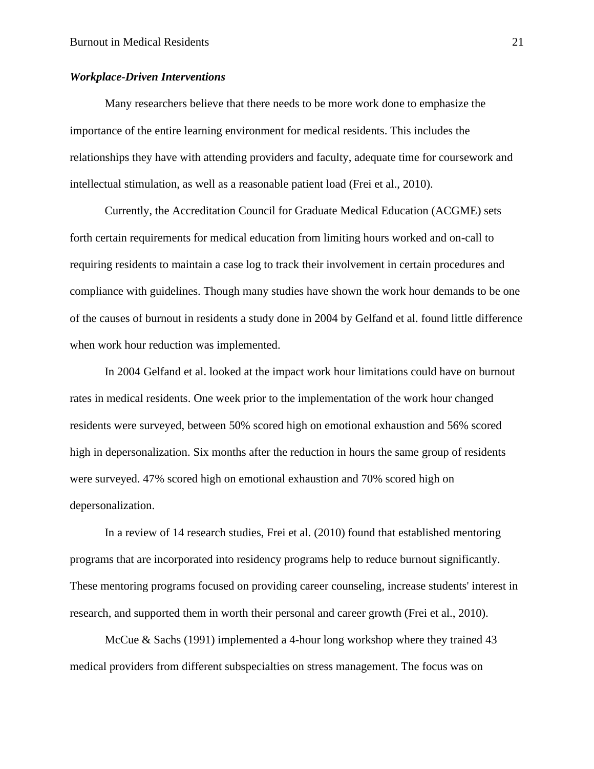### *Workplace-Driven Interventions*

Many researchers believe that there needs to be more work done to emphasize the importance of the entire learning environment for medical residents. This includes the relationships they have with attending providers and faculty, adequate time for coursework and intellectual stimulation, as well as a reasonable patient load (Frei et al., 2010).

Currently, the Accreditation Council for Graduate Medical Education (ACGME) sets forth certain requirements for medical education from limiting hours worked and on-call to requiring residents to maintain a case log to track their involvement in certain procedures and compliance with guidelines. Though many studies have shown the work hour demands to be one of the causes of burnout in residents a study done in 2004 by Gelfand et al. found little difference when work hour reduction was implemented.

In 2004 Gelfand et al. looked at the impact work hour limitations could have on burnout rates in medical residents. One week prior to the implementation of the work hour changed residents were surveyed, between 50% scored high on emotional exhaustion and 56% scored high in depersonalization. Six months after the reduction in hours the same group of residents were surveyed. 47% scored high on emotional exhaustion and 70% scored high on depersonalization.

In a review of 14 research studies, Frei et al. (2010) found that established mentoring programs that are incorporated into residency programs help to reduce burnout significantly. These mentoring programs focused on providing career counseling, increase students' interest in research, and supported them in worth their personal and career growth (Frei et al., 2010).

McCue & Sachs (1991) implemented a 4-hour long workshop where they trained 43 medical providers from different subspecialties on stress management. The focus was on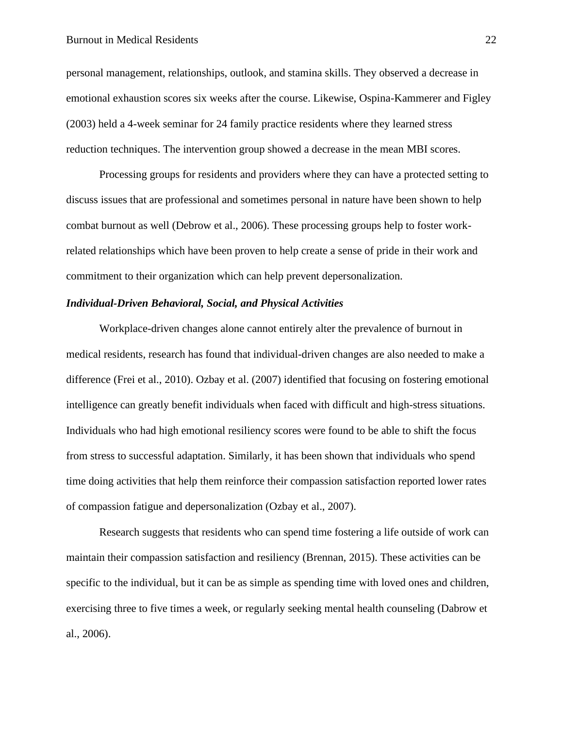personal management, relationships, outlook, and stamina skills. They observed a decrease in emotional exhaustion scores six weeks after the course. Likewise, Ospina-Kammerer and Figley (2003) held a 4-week seminar for 24 family practice residents where they learned stress reduction techniques. The intervention group showed a decrease in the mean MBI scores.

Processing groups for residents and providers where they can have a protected setting to discuss issues that are professional and sometimes personal in nature have been shown to help combat burnout as well (Debrow et al., 2006). These processing groups help to foster work-related relationships which have been proven to help create a sense of pride in their work and commitment to their organization which can help prevent depersonalization.

### ***Individual-Driven Behavioral, Social, and Physical Activities***

Workplace-driven changes alone cannot entirely alter the prevalence of burnout in medical residents, research has found that individual-driven changes are also needed to make a difference (Frei et al., 2010). Ozbay et al. (2007) identified that focusing on fostering emotional intelligence can greatly benefit individuals when faced with difficult and high-stress situations. Individuals who had high emotional resiliency scores were found to be able to shift the focus from stress to successful adaptation. Similarly, it has been shown that individuals who spend time doing activities that help them reinforce their compassion satisfaction reported lower rates of compassion fatigue and depersonalization (Ozbay et al., 2007).

Research suggests that residents who can spend time fostering a life outside of work can maintain their compassion satisfaction and resiliency (Brennan, 2015). These activities can be specific to the individual, but it can be as simple as spending time with loved ones and children, exercising three to five times a week, or regularly seeking mental health counseling (Dabrow et al., 2006).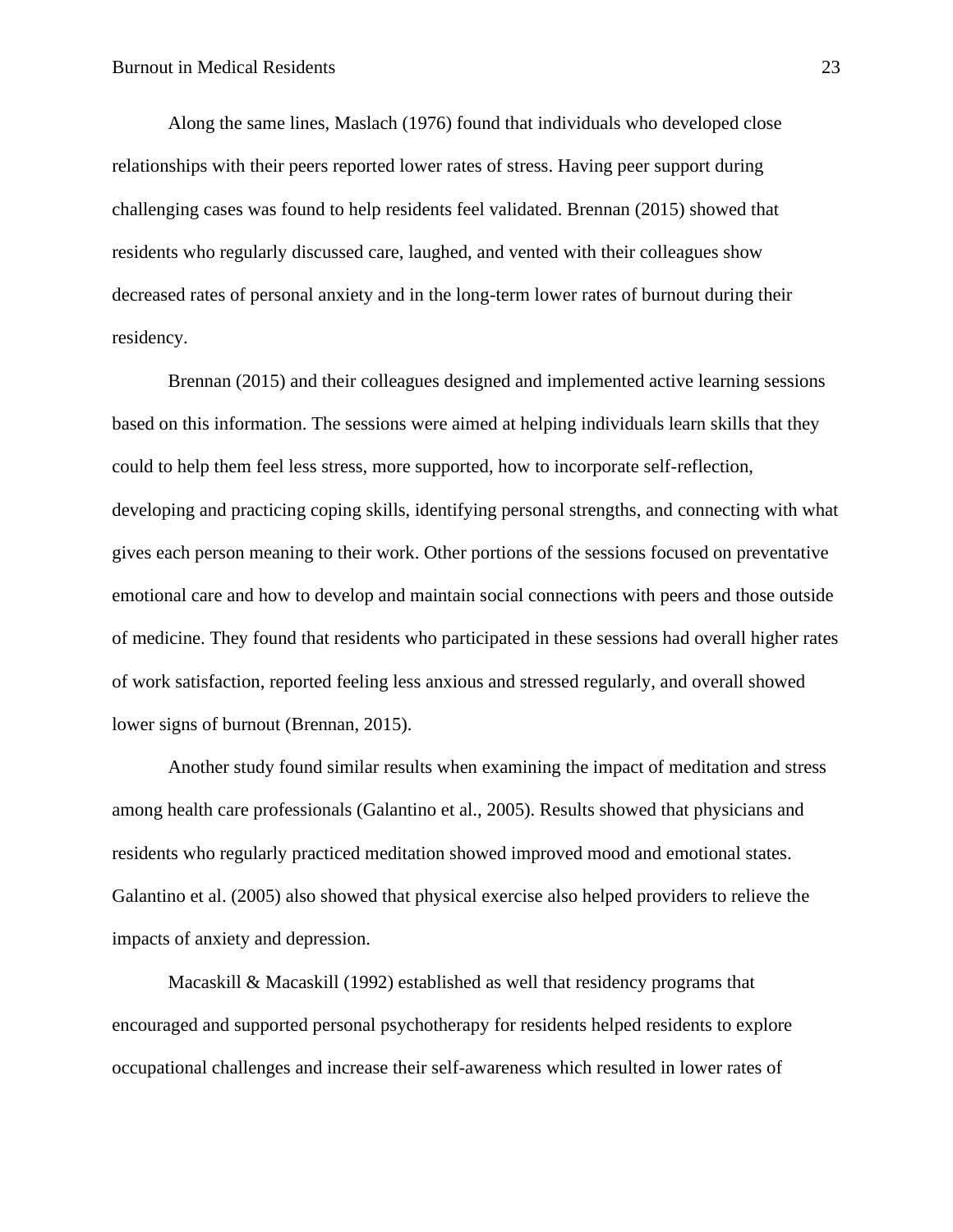Along the same lines, Maslach (1976) found that individuals who developed close relationships with their peers reported lower rates of stress. Having peer support during challenging cases was found to help residents feel validated. Brennan (2015) showed that residents who regularly discussed care, laughed, and vented with their colleagues show decreased rates of personal anxiety and in the long-term lower rates of burnout during their residency.

Brennan (2015) and their colleagues designed and implemented active learning sessions based on this information. The sessions were aimed at helping individuals learn skills that they could to help them feel less stress, more supported, how to incorporate self-reflection, developing and practicing coping skills, identifying personal strengths, and connecting with what gives each person meaning to their work. Other portions of the sessions focused on preventative emotional care and how to develop and maintain social connections with peers and those outside of medicine. They found that residents who participated in these sessions had overall higher rates of work satisfaction, reported feeling less anxious and stressed regularly, and overall showed lower signs of burnout (Brennan, 2015).

Another study found similar results when examining the impact of meditation and stress among health care professionals (Galantino et al., 2005). Results showed that physicians and residents who regularly practiced meditation showed improved mood and emotional states. Galantino et al. (2005) also showed that physical exercise also helped providers to relieve the impacts of anxiety and depression.

Macaskill & Macaskill (1992) established as well that residency programs that encouraged and supported personal psychotherapy for residents helped residents to explore occupational challenges and increase their self-awareness which resulted in lower rates of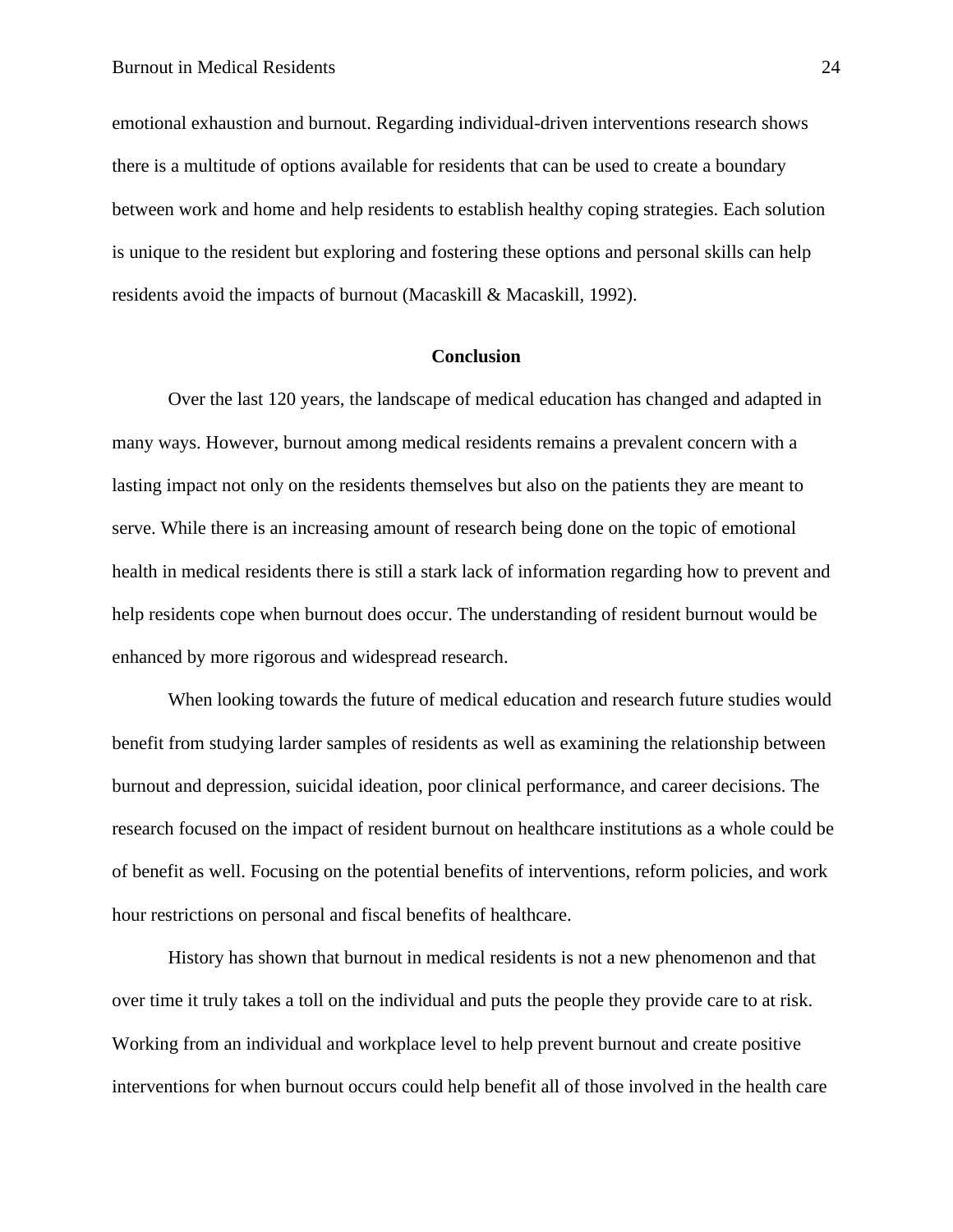emotional exhaustion and burnout. Regarding individual-driven interventions research shows there is a multitude of options available for residents that can be used to create a boundary between work and home and help residents to establish healthy coping strategies. Each solution is unique to the resident but exploring and fostering these options and personal skills can help residents avoid the impacts of burnout (Macaskill & Macaskill, 1992).

## Conclusion

Over the last 120 years, the landscape of medical education has changed and adapted in many ways. However, burnout among medical residents remains a prevalent concern with a lasting impact not only on the residents themselves but also on the patients they are meant to serve. While there is an increasing amount of research being done on the topic of emotional health in medical residents there is still a stark lack of information regarding how to prevent and help residents cope when burnout does occur. The understanding of resident burnout would be enhanced by more rigorous and widespread research.

When looking towards the future of medical education and research future studies would benefit from studying larder samples of residents as well as examining the relationship between burnout and depression, suicidal ideation, poor clinical performance, and career decisions. The research focused on the impact of resident burnout on healthcare institutions as a whole could be of benefit as well. Focusing on the potential benefits of interventions, reform policies, and work hour restrictions on personal and fiscal benefits of healthcare.

History has shown that burnout in medical residents is not a new phenomenon and that over time it truly takes a toll on the individual and puts the people they provide care to at risk. Working from an individual and workplace level to help prevent burnout and create positive interventions for when burnout occurs could help benefit all of those involved in the health care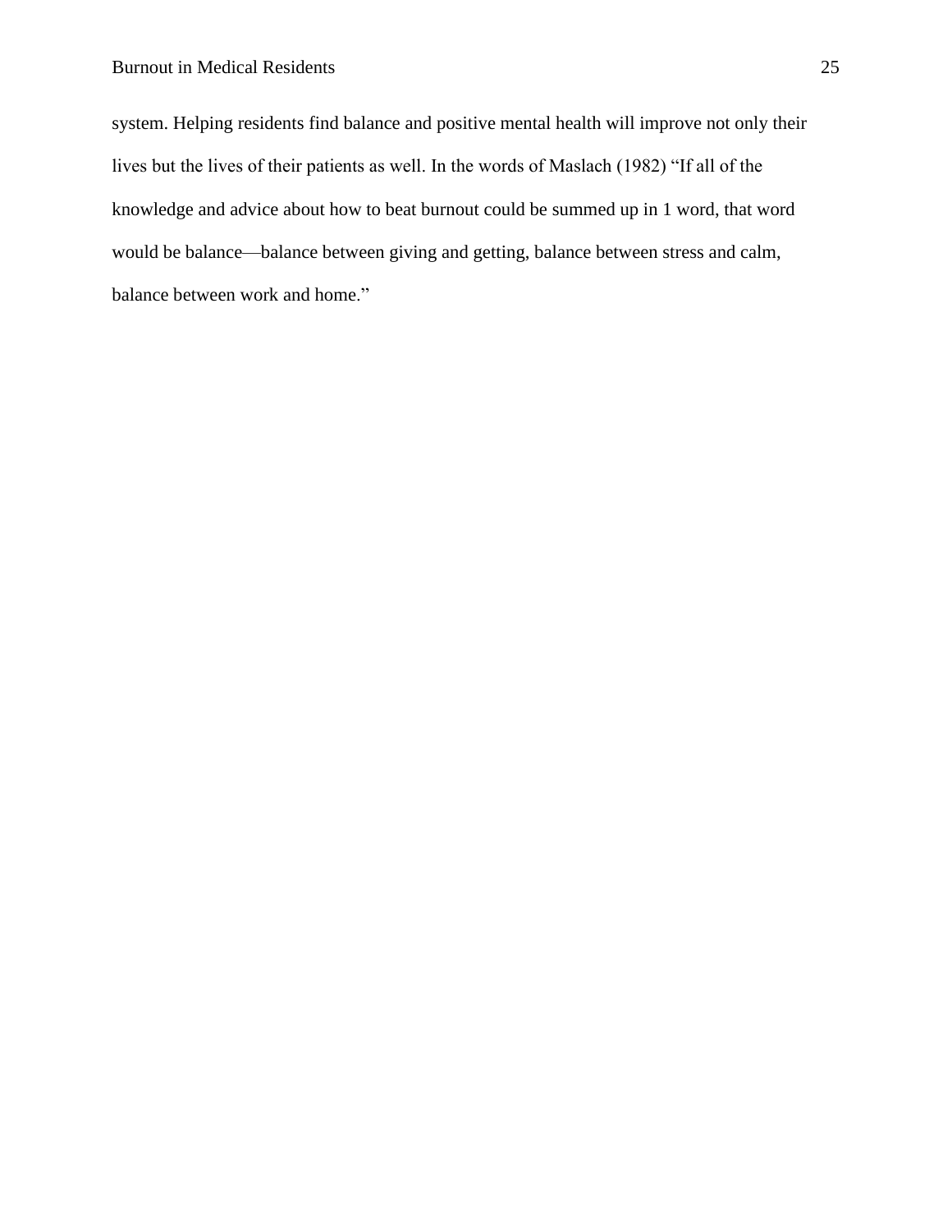system. Helping residents find balance and positive mental health will improve not only their lives but the lives of their patients as well. In the words of Maslach (1982) “If all of the knowledge and advice about how to beat burnout could be summed up in 1 word, that word would be balance—balance between giving and getting, balance between stress and calm, balance between work and home.”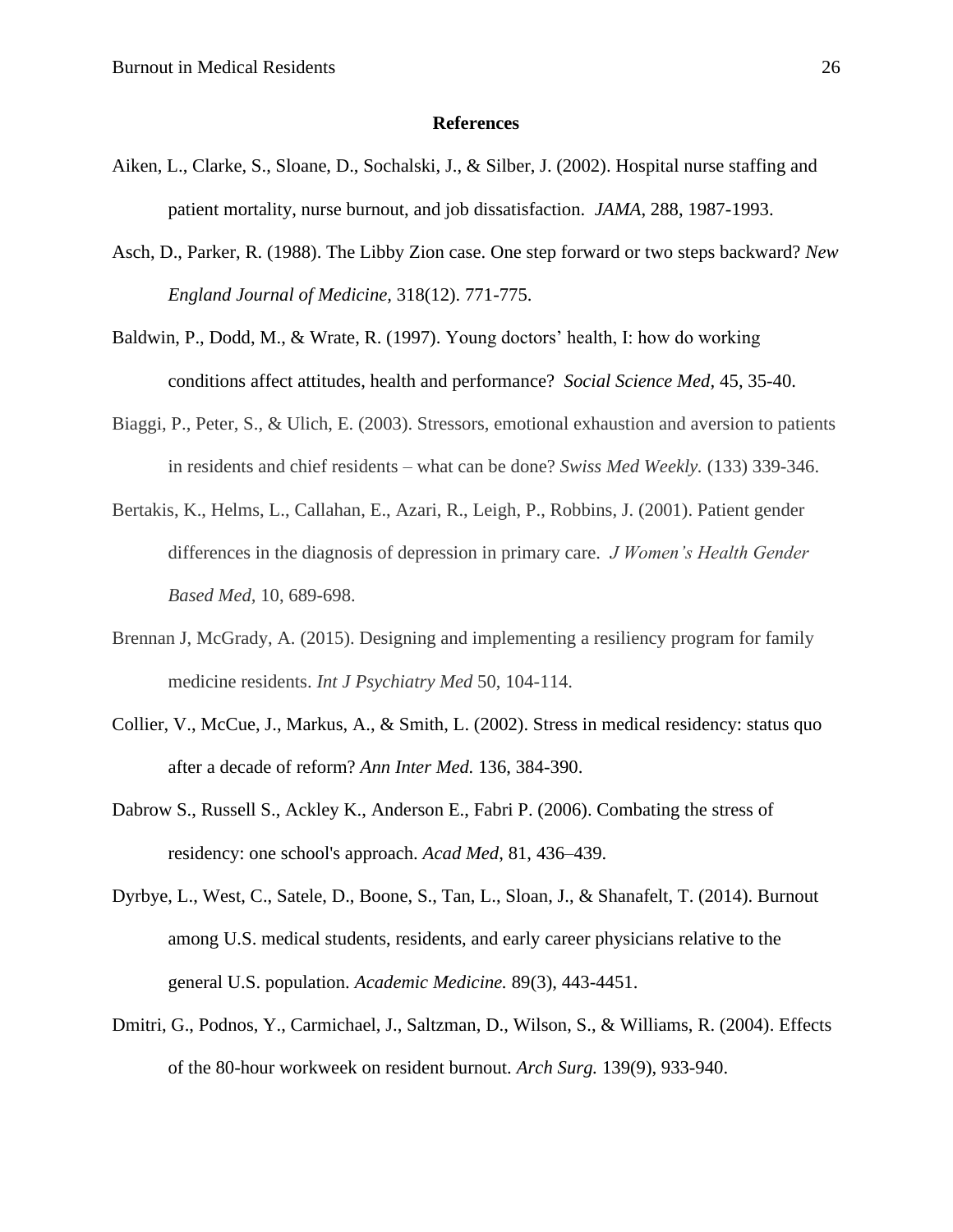# References

Aiken, L., Clarke, S., Sloane, D., Sochalski, J., & Silber, J. (2002). Hospital nurse staffing and patient mortality, nurse burnout, and job dissatisfaction. *JAMA*, 288, 1987-1993.

Asch, D., Parker, R. (1988). The Libby Zion case. One step forward or two steps backward? *New England Journal of Medicine,* 318(12). 771-775.

Baldwin, P., Dodd, M., & Wrate, R. (1997). Young doctors' health, I: how do working conditions affect attitudes, health and performance? *Social Science Med,* 45, 35-40.

Biaggi, P., Peter, S., & Ulich, E. (2003). Stressors, emotional exhaustion and aversion to patients in residents and chief residents – what can be done? *Swiss Med Weekly.* (133) 339-346.

Bertakis, K., Helms, L., Callahan, E., Azari, R., Leigh, P., Robbins, J. (2001). Patient gender differences in the diagnosis of depression in primary care. *J Women's Health Gender Based Med,* 10, 689-698.

Brennan J, McGrady, A. (2015). Designing and implementing a resiliency program for family medicine residents. *Int J Psychiatry Med* 50, 104-114.

Collier, V., McCue, J., Markus, A., & Smith, L. (2002). Stress in medical residency: status quo after a decade of reform? *Ann Inter Med.* 136, 384-390.

Dabrow S., Russell S., Ackley K., Anderson E., Fabri P. (2006). Combating the stress of residency: one school's approach. *Acad Med,* 81, 436–439.

Dyrbye, L., West, C., Satele, D., Boone, S., Tan, L., Sloan, J., & Shanafelt, T. (2014). Burnout among U.S. medical students, residents, and early career physicians relative to the general U.S. population. *Academic Medicine.* 89(3), 443-4451.

Dmitri, G., Podnos, Y., Carmichael, J., Saltzman, D., Wilson, S., & Williams, R. (2004). Effects of the 80-hour workweek on resident burnout. *Arch Surg.* 139(9), 933-940.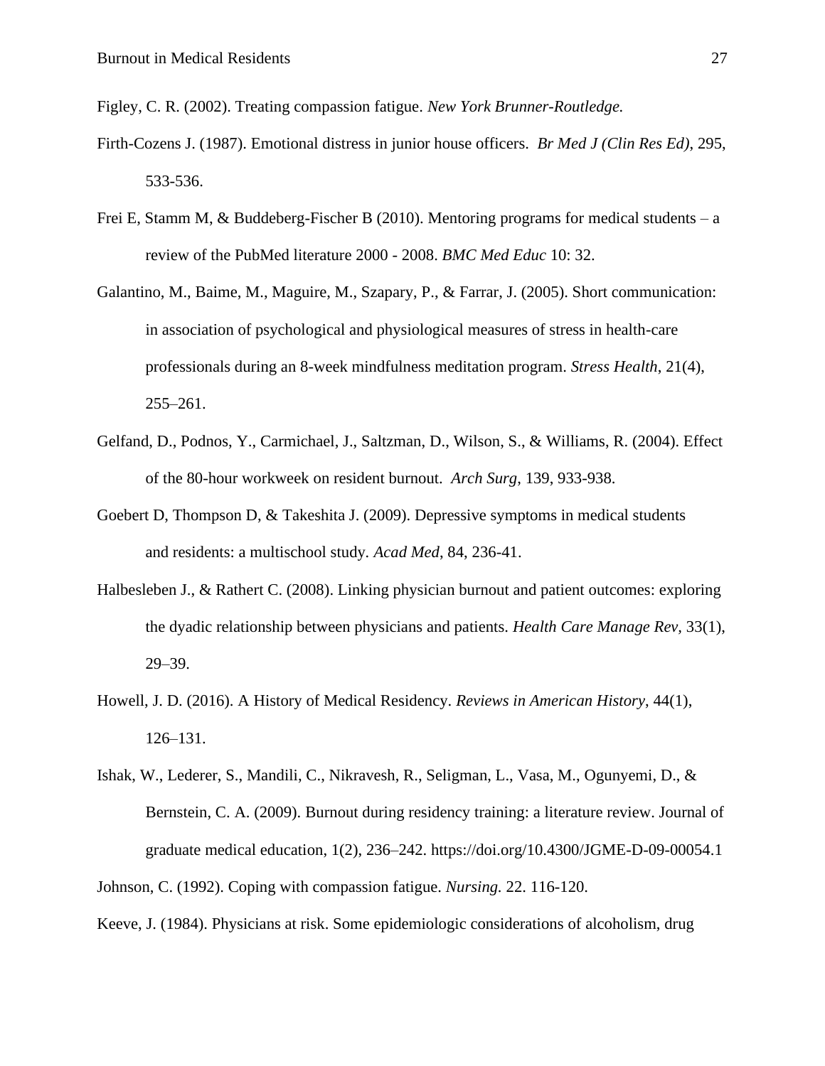Figley, C. R. (2002). Treating compassion fatigue. *New York Brunner-Routledge.*

Firth-Cozens J. (1987). Emotional distress in junior house officers. *Br Med J (Clin Res Ed)*, 295, 533-536.

Frei E, Stamm M, & Buddeberg-Fischer B (2010). Mentoring programs for medical students – a review of the PubMed literature 2000 - 2008. *BMC Med Educ* 10: 32.

Galantino, M., Baime, M., Maguire, M., Szapary, P., & Farrar, J. (2005). Short communication: in association of psychological and physiological measures of stress in health-care professionals during an 8-week mindfulness meditation program. *Stress Health*, 21(4), 255–261.

Gelfand, D., Podnos, Y., Carmichael, J., Saltzman, D., Wilson, S., & Williams, R. (2004). Effect of the 80-hour workweek on resident burnout. *Arch Surg*, 139, 933-938.

Goebert D, Thompson D, & Takeshita J. (2009). Depressive symptoms in medical students and residents: a multischool study. *Acad Med*, 84, 236-41.

Halbesleben J., & Rathert C. (2008). Linking physician burnout and patient outcomes: exploring the dyadic relationship between physicians and patients. *Health Care Manage Rev,* 33(1), 29–39.

Howell, J. D. (2016). A History of Medical Residency. *Reviews in American History*, 44(1), 126–131.

Ishak, W., Lederer, S., Mandili, C., Nikravesh, R., Seligman, L., Vasa, M., Ogunyemi, D., & Bernstein, C. A. (2009). Burnout during residency training: a literature review. Journal of graduate medical education, 1(2), 236–242. https://doi.org/10.4300/JGME-D-09-00054.1

Johnson, C. (1992). Coping with compassion fatigue. *Nursing.* 22. 116-120.

Keeve, J. (1984). Physicians at risk. Some epidemiologic considerations of alcoholism, drug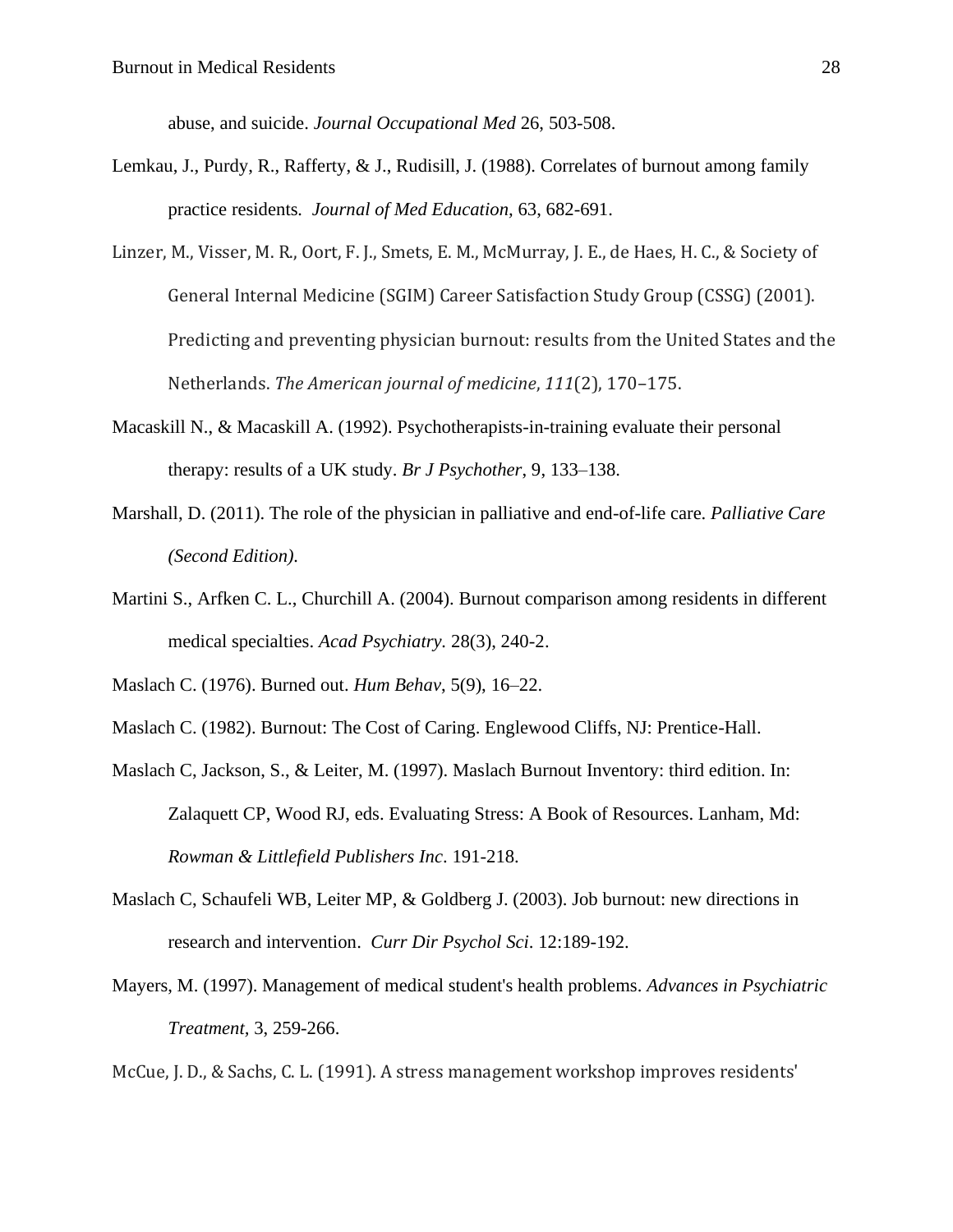abuse, and suicide. *Journal Occupational Med* 26, 503-508.

Lemkau, J., Purdy, R., Rafferty, & J., Rudisill, J. (1988). Correlates of burnout among family practice residents. *Journal of Med Education*, 63, 682-691.

Linzer, M., Visser, M. R., Oort, F. J., Smets, E. M., McMurray, J. E., de Haes, H. C., & Society of General Internal Medicine (SGIM) Career Satisfaction Study Group (CSSG) (2001). Predicting and preventing physician burnout: results from the United States and the Netherlands. *The American journal of medicine*, *111*(2), 170–175.

Macaskill N., & Macaskill A. (1992). Psychotherapists-in-training evaluate their personal therapy: results of a UK study. *Br J Psychother*, 9, 133–138.

Marshall, D. (2011). The role of the physician in palliative and end-of-life care. *Palliative Care (Second Edition).*

Martini S., Arfken C. L., Churchill A. (2004). Burnout comparison among residents in different medical specialties. *Acad Psychiatry*. 28(3), 240-2.

Maslach C. (1976). Burned out. *Hum Behav*, 5(9), 16–22.

Maslach C. (1982). Burnout: The Cost of Caring. Englewood Cliffs, NJ: Prentice-Hall.

Maslach C, Jackson, S., & Leiter, M. (1997). Maslach Burnout Inventory: third edition. In: Zalaquett CP, Wood RJ, eds. Evaluating Stress: A Book of Resources. Lanham, Md: *Rowman & Littlefield Publishers Inc*. 191-218.

Maslach C, Schaufeli WB, Leiter MP, & Goldberg J. (2003). Job burnout: new directions in research and intervention. *Curr Dir Psychol Sci*. 12:189-192.

Mayers, M. (1997). Management of medical student's health problems. *Advances in Psychiatric Treatment*, 3, 259-266.

McCue, J. D., & Sachs, C. L. (1991). A stress management workshop improves residents'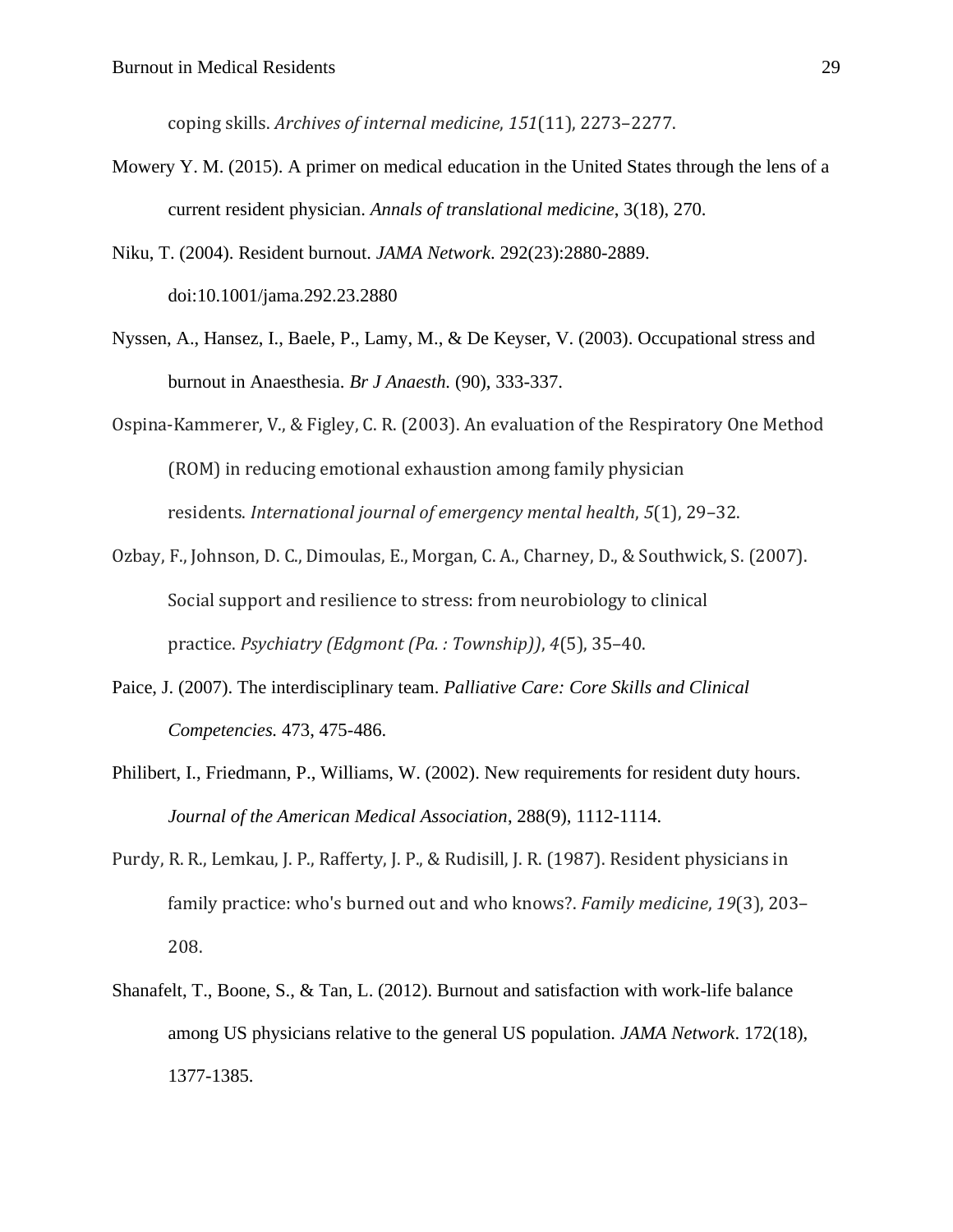coping skills. *Archives of internal medicine*, *151*(11), 2273–2277.

Mowery Y. M. (2015). A primer on medical education in the United States through the lens of a current resident physician. *Annals of translational medicine*, 3(18), 270.

Niku, T. (2004). Resident burnout. *JAMA Network*. 292(23):2880-2889. doi:10.1001/jama.292.23.2880

Nyssen, A., Hansez, I., Baele, P., Lamy, M., & De Keyser, V. (2003). Occupational stress and burnout in Anaesthesia. *Br J Anaesth.* (90), 333-337.

Ospina-Kammerer, V., & Figley, C. R. (2003). An evaluation of the Respiratory One Method (ROM) in reducing emotional exhaustion among family physician residents. *International journal of emergency mental health*, *5*(1), 29–32.

Ozbay, F., Johnson, D. C., Dimoulas, E., Morgan, C. A., Charney, D., & Southwick, S. (2007). Social support and resilience to stress: from neurobiology to clinical practice. *Psychiatry (Edgmont (Pa. : Township))*, *4*(5), 35–40.

Paice, J. (2007). The interdisciplinary team. *Palliative Care: Core Skills and Clinical Competencies.* 473, 475-486.

Philibert, I., Friedmann, P., Williams, W. (2002). New requirements for resident duty hours. *Journal of the American Medical Association*, 288(9), 1112-1114.

Purdy, R. R., Lemkau, J. P., Rafferty, J. P., & Rudisill, J. R. (1987). Resident physicians in family practice: who's burned out and who knows?. *Family medicine*, *19*(3), 203–208.

Shanafelt, T., Boone, S., & Tan, L. (2012). Burnout and satisfaction with work-life balance among US physicians relative to the general US population. *JAMA Network*. 172(18), 1377-1385.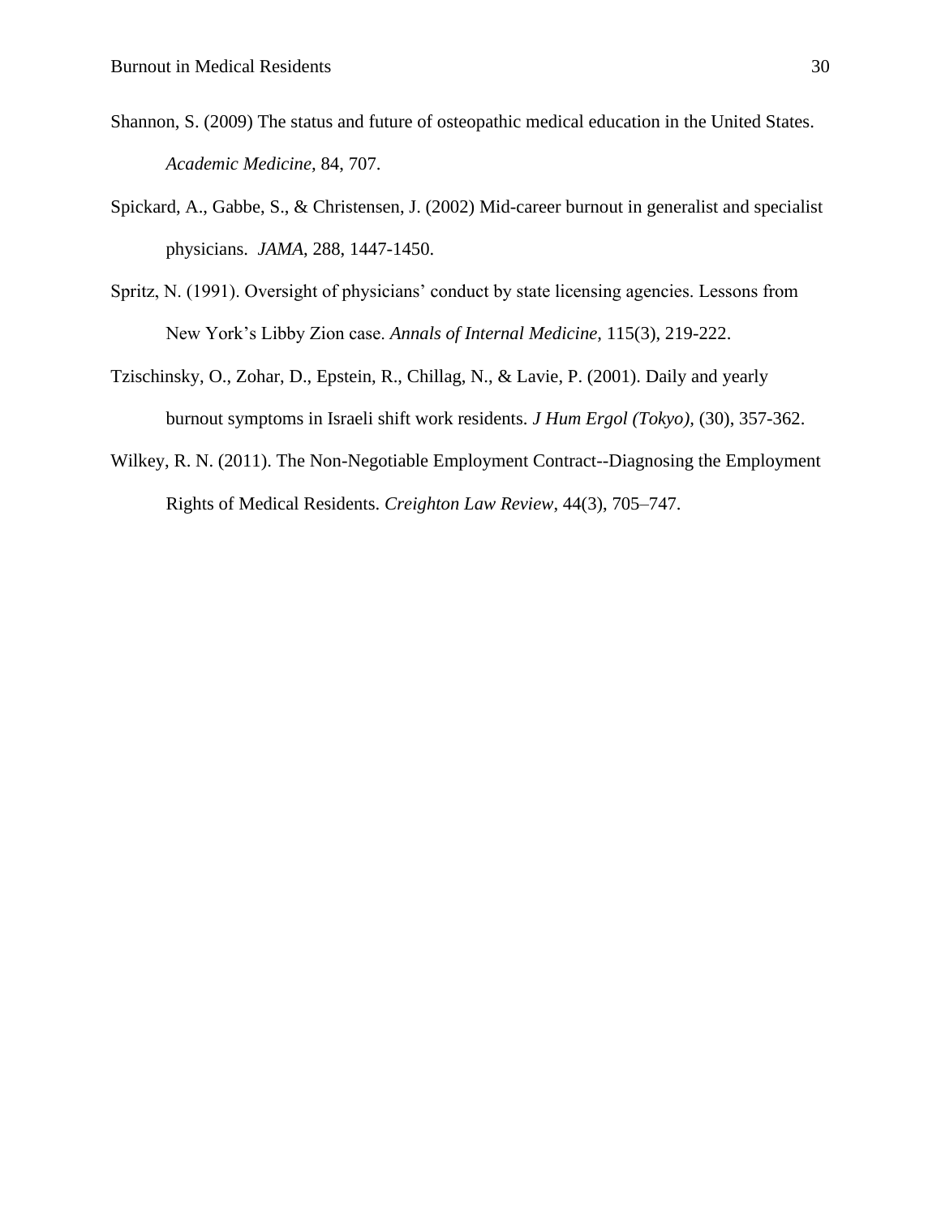Shannon, S. (2009) The status and future of osteopathic medical education in the United States. *Academic Medicine,* 84, 707.

Spickard, A., Gabbe, S., & Christensen, J. (2002) Mid-career burnout in generalist and specialist physicians. *JAMA*, 288, 1447-1450.

Spritz, N. (1991). Oversight of physicians' conduct by state licensing agencies. Lessons from New York's Libby Zion case. *Annals of Internal Medicine,* 115(3), 219-222.

Tzischinsky, O., Zohar, D., Epstein, R., Chillag, N., & Lavie, P. (2001). Daily and yearly burnout symptoms in Israeli shift work residents. *J Hum Ergol (Tokyo),* (30), 357-362.

Wilkey, R. N. (2011). The Non-Negotiable Employment Contract--Diagnosing the Employment Rights of Medical Residents. *Creighton Law Review*, 44(3), 705–747.